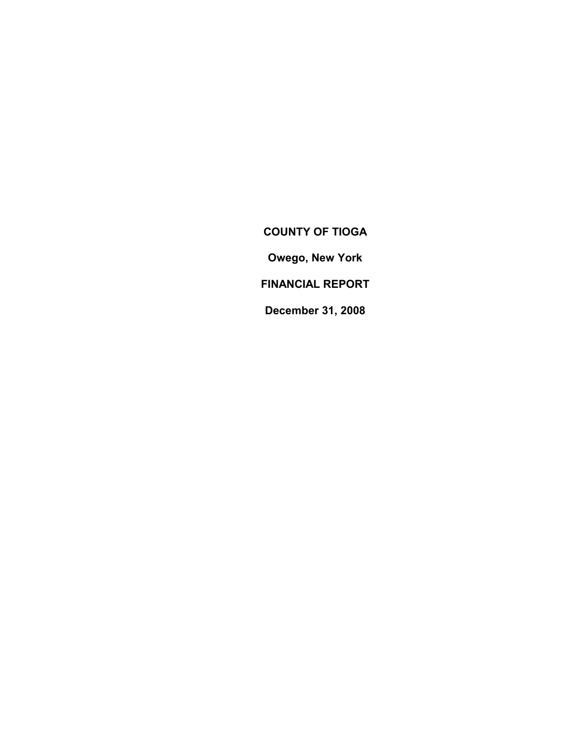# COUNTY OF TIOGA

## Owego, New York

## FINANCIAL REPORT

## December 31, 2008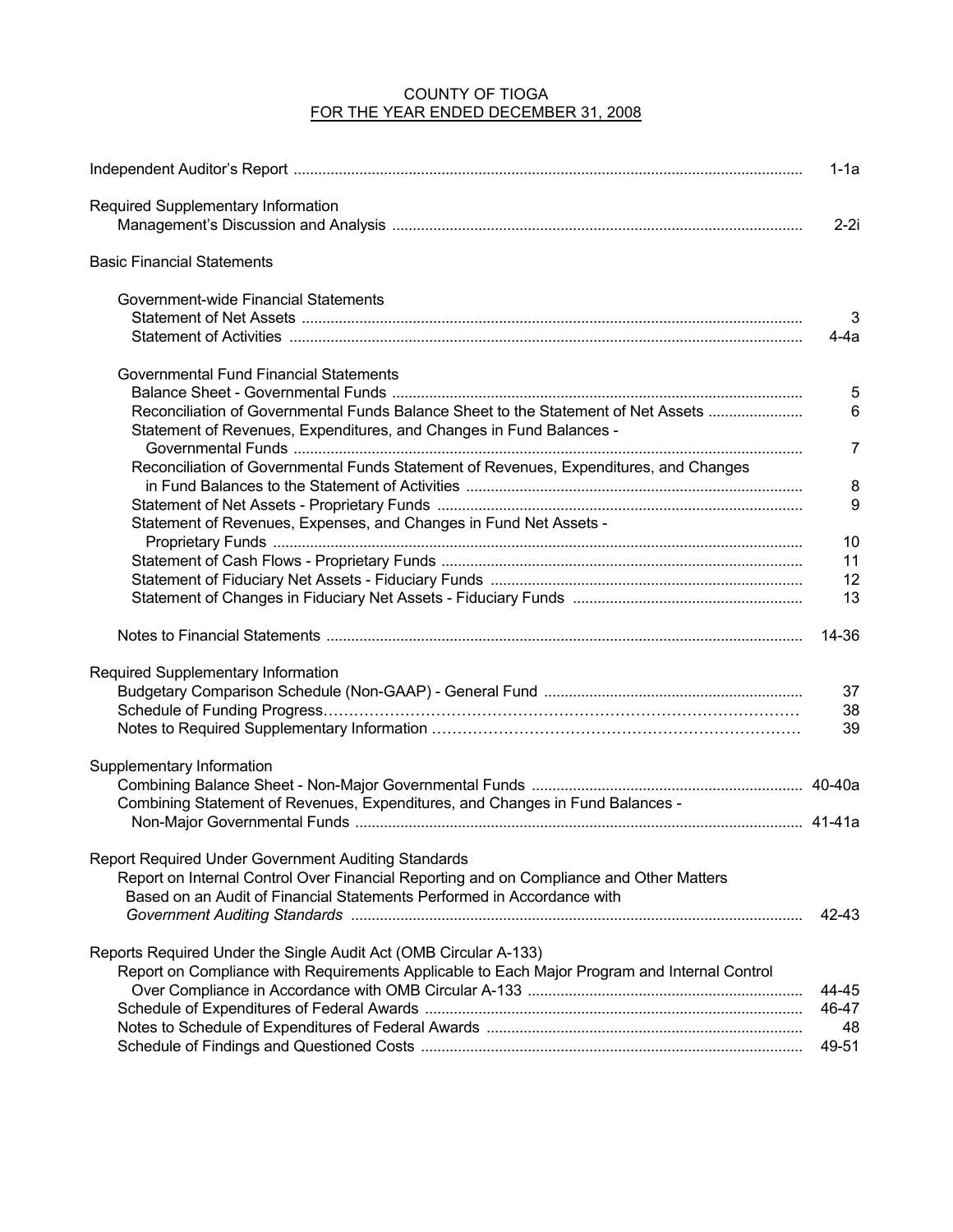# COUNTY OF TIOGA
## FOR THE YEAR ENDED DECEMBER 31, 2008

| | |
|---|---|
| Independent Auditor's Report | 1-1a |
| **Required Supplementary Information** | |
| Management's Discussion and Analysis | 2-2i |
| **Basic Financial Statements** | |
| Government-wide Financial Statements | |
| Statement of Net Assets | 3 |
| Statement of Activities | 4-4a |
| Governmental Fund Financial Statements | |
| Balance Sheet - Governmental Funds | 5 |
| Reconciliation of Governmental Funds Balance Sheet to the Statement of Net Assets | 6 |
| Statement of Revenues, Expenditures, and Changes in Fund Balances - Governmental Funds | 7 |
| Reconciliation of Governmental Funds Statement of Revenues, Expenditures, and Changes in Fund Balances to the Statement of Activities | 8 |
| Statement of Net Assets - Proprietary Funds | 9 |
| Statement of Revenues, Expenses, and Changes in Fund Net Assets - Proprietary Funds | 10 |
| Statement of Cash Flows - Proprietary Funds | 11 |
| Statement of Fiduciary Net Assets - Fiduciary Funds | 12 |
| Statement of Changes in Fiduciary Net Assets - Fiduciary Funds | 13 |
| Notes to Financial Statements | 14-36 |
| **Required Supplementary Information** | |
| Budgetary Comparison Schedule (Non-GAAP) - General Fund | 37 |
| Schedule of Funding Progress | 38 |
| Notes to Required Supplementary Information | 39 |
| **Supplementary Information** | |
| Combining Balance Sheet - Non-Major Governmental Funds | 40-40a |
| Combining Statement of Revenues, Expenditures, and Changes in Fund Balances - Non-Major Governmental Funds | 41-41a |
| **Report Required Under Government Auditing Standards** | |
| Report on Internal Control Over Financial Reporting and on Compliance and Other Matters Based on an Audit of Financial Statements Performed in Accordance with *Government Auditing Standards* | 42-43 |
| **Reports Required Under the Single Audit Act (OMB Circular A-133)** | |
| Report on Compliance with Requirements Applicable to Each Major Program and Internal Control Over Compliance in Accordance with OMB Circular A-133 | 44-45 |
| Schedule of Expenditures of Federal Awards | 46-47 |
| Notes to Schedule of Expenditures of Federal Awards | 48 |
| Schedule of Findings and Questioned Costs | 49-51 |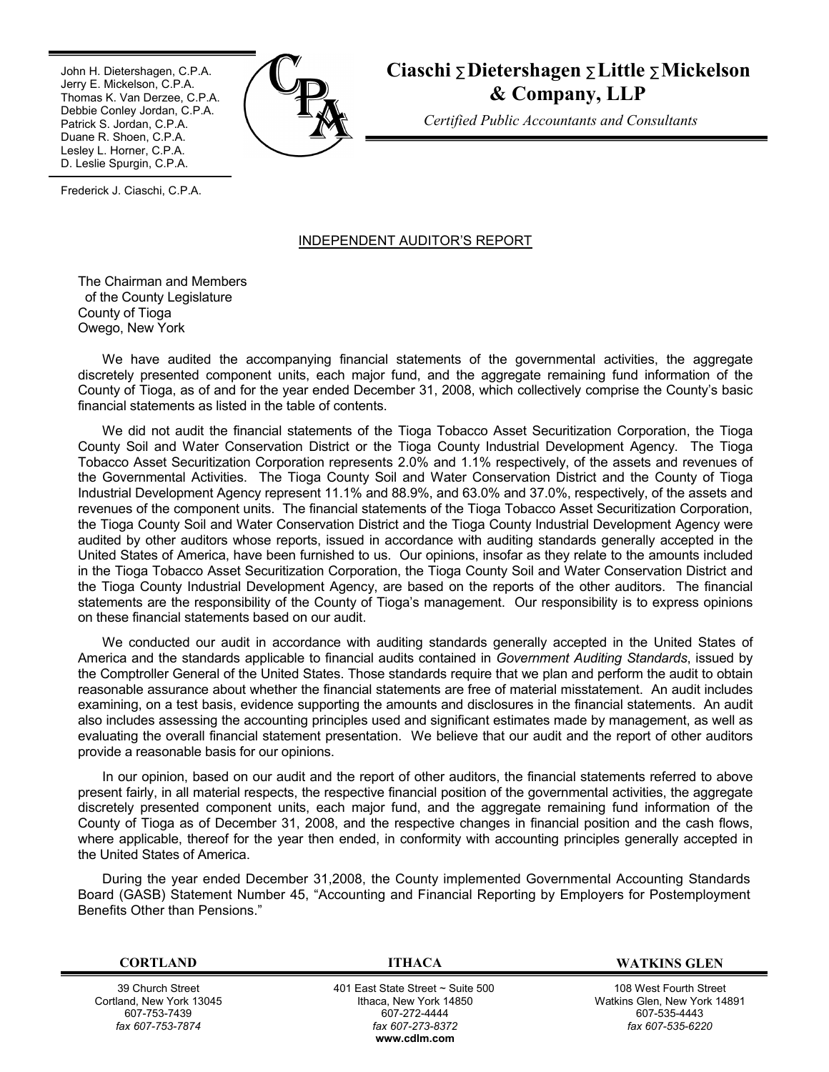John H. Dietershagen, C.P.A.
Jerry E. Mickelson, C.P.A.
Thomas K. Van Derzee, C.P.A.
Debbie Conley Jordan, C.P.A.
Patrick S. Jordan, C.P.A.
Duane R. Shoen, C.P.A.
Lesley L. Horner, C.P.A.
D. Leslie Spurgin, C.P.A.

Frederick J. Ciaschi, C.P.A.

**Ciaschi ∑ Dietershagen ∑ Little ∑ Mickelson & Company, LLP**

*Certified Public Accountants and Consultants*

## INDEPENDENT AUDITOR'S REPORT

The Chairman and Members
of the County Legislature
County of Tioga
Owego, New York

We have audited the accompanying financial statements of the governmental activities, the aggregate discretely presented component units, each major fund, and the aggregate remaining fund information of the County of Tioga, as of and for the year ended December 31, 2008, which collectively comprise the County's basic financial statements as listed in the table of contents.

We did not audit the financial statements of the Tioga Tobacco Asset Securitization Corporation, the Tioga County Soil and Water Conservation District or the Tioga County Industrial Development Agency. The Tioga Tobacco Asset Securitization Corporation represents 2.0% and 1.1% respectively, of the assets and revenues of the Governmental Activities. The Tioga County Soil and Water Conservation District and the County of Tioga Industrial Development Agency represent 11.1% and 88.9%, and 63.0% and 37.0%, respectively, of the assets and revenues of the component units. The financial statements of the Tioga Tobacco Asset Securitization Corporation, the Tioga County Soil and Water Conservation District and the Tioga County Industrial Development Agency were audited by other auditors whose reports, issued in accordance with auditing standards generally accepted in the United States of America, have been furnished to us. Our opinions, insofar as they relate to the amounts included in the Tioga Tobacco Asset Securitization Corporation, the Tioga County Soil and Water Conservation District and the Tioga County Industrial Development Agency, are based on the reports of the other auditors. The financial statements are the responsibility of the County of Tioga's management. Our responsibility is to express opinions on these financial statements based on our audit.

We conducted our audit in accordance with auditing standards generally accepted in the United States of America and the standards applicable to financial audits contained in *Government Auditing Standards*, issued by the Comptroller General of the United States. Those standards require that we plan and perform the audit to obtain reasonable assurance about whether the financial statements are free of material misstatement. An audit includes examining, on a test basis, evidence supporting the amounts and disclosures in the financial statements. An audit also includes assessing the accounting principles used and significant estimates made by management, as well as evaluating the overall financial statement presentation. We believe that our audit and the report of other auditors provide a reasonable basis for our opinions.

In our opinion, based on our audit and the report of other auditors, the financial statements referred to above present fairly, in all material respects, the respective financial position of the governmental activities, the aggregate discretely presented component units, each major fund, and the aggregate remaining fund information of the County of Tioga as of December 31, 2008, and the respective changes in financial position and the cash flows, where applicable, thereof for the year then ended, in conformity with accounting principles generally accepted in the United States of America.

During the year ended December 31,2008, the County implemented Governmental Accounting Standards Board (GASB) Statement Number 45, "Accounting and Financial Reporting by Employers for Postemployment Benefits Other than Pensions."

| **CORTLAND** | **ITHACA** | **WATKINS GLEN** |
|---|---|---|
| 39 Church Street | 401 East State Street ~ Suite 500 | 108 West Fourth Street |
| Cortland, New York 13045 | Ithaca, New York 14850 | Watkins Glen, New York 14891 |
| 607-753-7439 | 607-272-4444 | 607-535-4443 |
| *fax 607-753-7874* | *fax 607-273-8372* | *fax 607-535-6220* |
| | **www.cdlm.com** | |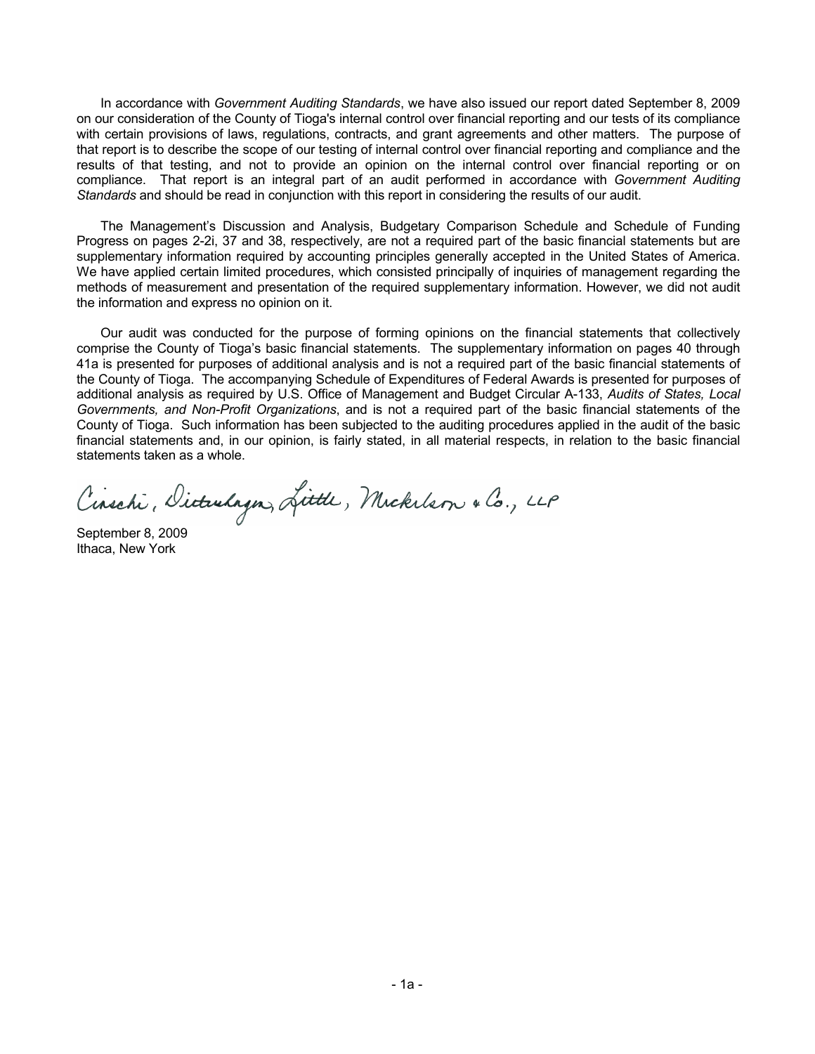In accordance with *Government Auditing Standards*, we have also issued our report dated September 8, 2009 on our consideration of the County of Tioga's internal control over financial reporting and our tests of its compliance with certain provisions of laws, regulations, contracts, and grant agreements and other matters. The purpose of that report is to describe the scope of our testing of internal control over financial reporting and compliance and the results of that testing, and not to provide an opinion on the internal control over financial reporting or on compliance. That report is an integral part of an audit performed in accordance with *Government Auditing Standards* and should be read in conjunction with this report in considering the results of our audit.

The Management's Discussion and Analysis, Budgetary Comparison Schedule and Schedule of Funding Progress on pages 2-2i, 37 and 38, respectively, are not a required part of the basic financial statements but are supplementary information required by accounting principles generally accepted in the United States of America. We have applied certain limited procedures, which consisted principally of inquiries of management regarding the methods of measurement and presentation of the required supplementary information. However, we did not audit the information and express no opinion on it.

Our audit was conducted for the purpose of forming opinions on the financial statements that collectively comprise the County of Tioga's basic financial statements. The supplementary information on pages 40 through 41a is presented for purposes of additional analysis and is not a required part of the basic financial statements of the County of Tioga. The accompanying Schedule of Expenditures of Federal Awards is presented for purposes of additional analysis as required by U.S. Office of Management and Budget Circular A-133, *Audits of States, Local Governments, and Non-Profit Organizations*, and is not a required part of the basic financial statements of the County of Tioga. Such information has been subjected to the auditing procedures applied in the audit of the basic financial statements and, in our opinion, is fairly stated, in all material respects, in relation to the basic financial statements taken as a whole.

Ciaschi, Dietershagen, Little, Mickelson & Co., LLP

September 8, 2009
Ithaca, New York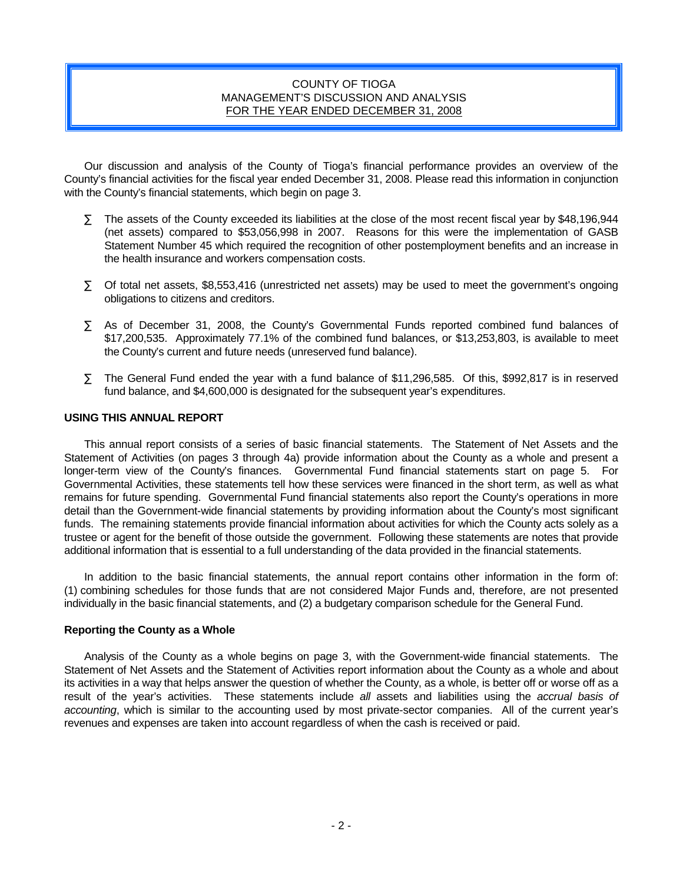COUNTY OF TIOGA
MANAGEMENT'S DISCUSSION AND ANALYSIS
FOR THE YEAR ENDED DECEMBER 31, 2008

Our discussion and analysis of the County of Tioga's financial performance provides an overview of the County's financial activities for the fiscal year ended December 31, 2008. Please read this information in conjunction with the County's financial statements, which begin on page 3.

- The assets of the County exceeded its liabilities at the close of the most recent fiscal year by $48,196,944 (net assets) compared to $53,056,998 in 2007. Reasons for this were the implementation of GASB Statement Number 45 which required the recognition of other postemployment benefits and an increase in the health insurance and workers compensation costs.

- Of total net assets, $8,553,416 (unrestricted net assets) may be used to meet the government's ongoing obligations to citizens and creditors.

- As of December 31, 2008, the County's Governmental Funds reported combined fund balances of $17,200,535. Approximately 77.1% of the combined fund balances, or $13,253,803, is available to meet the County's current and future needs (unreserved fund balance).

- The General Fund ended the year with a fund balance of $11,296,585. Of this, $992,817 is in reserved fund balance, and $4,600,000 is designated for the subsequent year's expenditures.

**USING THIS ANNUAL REPORT**

This annual report consists of a series of basic financial statements. The Statement of Net Assets and the Statement of Activities (on pages 3 through 4a) provide information about the County as a whole and present a longer-term view of the County's finances. Governmental Fund financial statements start on page 5. For Governmental Activities, these statements tell how these services were financed in the short term, as well as what remains for future spending. Governmental Fund financial statements also report the County's operations in more detail than the Government-wide financial statements by providing information about the County's most significant funds. The remaining statements provide financial information about activities for which the County acts solely as a trustee or agent for the benefit of those outside the government. Following these statements are notes that provide additional information that is essential to a full understanding of the data provided in the financial statements.

In addition to the basic financial statements, the annual report contains other information in the form of: (1) combining schedules for those funds that are not considered Major Funds and, therefore, are not presented individually in the basic financial statements, and (2) a budgetary comparison schedule for the General Fund.

**Reporting the County as a Whole**

Analysis of the County as a whole begins on page 3, with the Government-wide financial statements. The Statement of Net Assets and the Statement of Activities report information about the County as a whole and about its activities in a way that helps answer the question of whether the County, as a whole, is better off or worse off as a result of the year's activities. These statements include *all* assets and liabilities using the *accrual basis of accounting*, which is similar to the accounting used by most private-sector companies. All of the current year's revenues and expenses are taken into account regardless of when the cash is received or paid.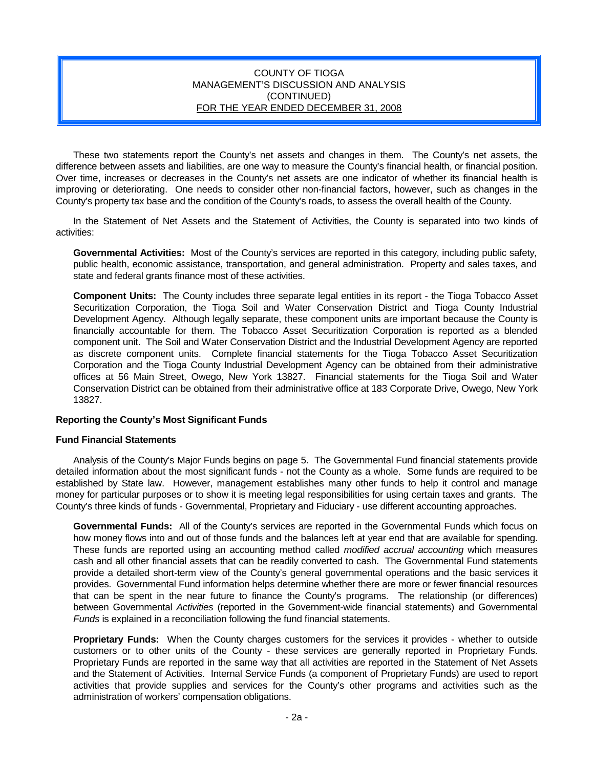These two statements report the County's net assets and changes in them. The County's net assets, the difference between assets and liabilities, are one way to measure the County's financial health, or financial position. Over time, increases or decreases in the County's net assets are one indicator of whether its financial health is improving or deteriorating. One needs to consider other non-financial factors, however, such as changes in the County's property tax base and the condition of the County's roads, to assess the overall health of the County.

In the Statement of Net Assets and the Statement of Activities, the County is separated into two kinds of activities:

**Governmental Activities:** Most of the County's services are reported in this category, including public safety, public health, economic assistance, transportation, and general administration. Property and sales taxes, and state and federal grants finance most of these activities.

**Component Units:** The County includes three separate legal entities in its report - the Tioga Tobacco Asset Securitization Corporation, the Tioga Soil and Water Conservation District and Tioga County Industrial Development Agency. Although legally separate, these component units are important because the County is financially accountable for them. The Tobacco Asset Securitization Corporation is reported as a blended component unit. The Soil and Water Conservation District and the Industrial Development Agency are reported as discrete component units. Complete financial statements for the Tioga Tobacco Asset Securitization Corporation and the Tioga County Industrial Development Agency can be obtained from their administrative offices at 56 Main Street, Owego, New York 13827. Financial statements for the Tioga Soil and Water Conservation District can be obtained from their administrative office at 183 Corporate Drive, Owego, New York 13827.

**Reporting the County's Most Significant Funds**

**Fund Financial Statements**

Analysis of the County's Major Funds begins on page 5. The Governmental Fund financial statements provide detailed information about the most significant funds - not the County as a whole. Some funds are required to be established by State law. However, management establishes many other funds to help it control and manage money for particular purposes or to show it is meeting legal responsibilities for using certain taxes and grants. The County's three kinds of funds - Governmental, Proprietary and Fiduciary - use different accounting approaches.

**Governmental Funds:** All of the County's services are reported in the Governmental Funds which focus on how money flows into and out of those funds and the balances left at year end that are available for spending. These funds are reported using an accounting method called *modified accrual accounting* which measures cash and all other financial assets that can be readily converted to cash. The Governmental Fund statements provide a detailed short-term view of the County's general governmental operations and the basic services it provides. Governmental Fund information helps determine whether there are more or fewer financial resources that can be spent in the near future to finance the County's programs. The relationship (or differences) between Governmental *Activities* (reported in the Government-wide financial statements) and Governmental *Funds* is explained in a reconciliation following the fund financial statements.

**Proprietary Funds:** When the County charges customers for the services it provides - whether to outside customers or to other units of the County - these services are generally reported in Proprietary Funds. Proprietary Funds are reported in the same way that all activities are reported in the Statement of Net Assets and the Statement of Activities. Internal Service Funds (a component of Proprietary Funds) are used to report activities that provide supplies and services for the County's other programs and activities such as the administration of workers' compensation obligations.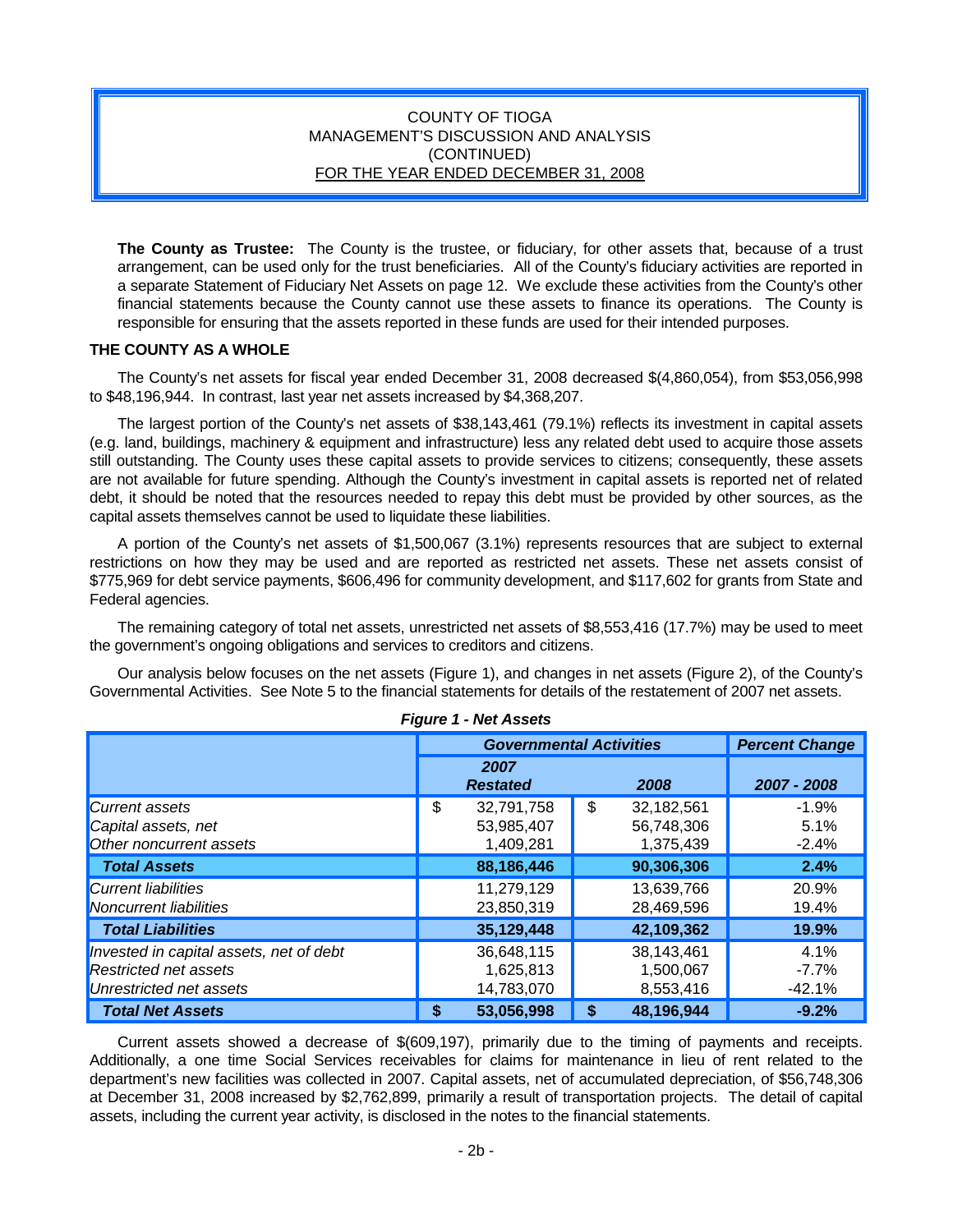COUNTY OF TIOGA
MANAGEMENT'S DISCUSSION AND ANALYSIS
(CONTINUED)
FOR THE YEAR ENDED DECEMBER 31, 2008

**The County as Trustee:** The County is the trustee, or fiduciary, for other assets that, because of a trust arrangement, can be used only for the trust beneficiaries. All of the County's fiduciary activities are reported in a separate Statement of Fiduciary Net Assets on page 12. We exclude these activities from the County's other financial statements because the County cannot use these assets to finance its operations. The County is responsible for ensuring that the assets reported in these funds are used for their intended purposes.

## THE COUNTY AS A WHOLE

The County's net assets for fiscal year ended December 31, 2008 decreased $(4,860,054), from $53,056,998 to $48,196,944. In contrast, last year net assets increased by $4,368,207.

The largest portion of the County's net assets of $38,143,461 (79.1%) reflects its investment in capital assets (e.g. land, buildings, machinery & equipment and infrastructure) less any related debt used to acquire those assets still outstanding. The County uses these capital assets to provide services to citizens; consequently, these assets are not available for future spending. Although the County's investment in capital assets is reported net of related debt, it should be noted that the resources needed to repay this debt must be provided by other sources, as the capital assets themselves cannot be used to liquidate these liabilities.

A portion of the County's net assets of $1,500,067 (3.1%) represents resources that are subject to external restrictions on how they may be used and are reported as restricted net assets. These net assets consist of $775,969 for debt service payments, $606,496 for community development, and $117,602 for grants from State and Federal agencies.

The remaining category of total net assets, unrestricted net assets of $8,553,416 (17.7%) may be used to meet the government's ongoing obligations and services to creditors and citizens.

Our analysis below focuses on the net assets (Figure 1), and changes in net assets (Figure 2), of the County's Governmental Activities. See Note 5 to the financial statements for details of the restatement of 2007 net assets.

***Figure 1 - Net Assets***

| | *Governmental Activities* | | *Percent Change* |
|---|---|---|---|
| | *2007 Restated* | *2008* | *2007 - 2008* |
| *Current assets* | $ 32,791,758 | $ 32,182,561 | -1.9% |
| *Capital assets, net* | 53,985,407 | 56,748,306 | 5.1% |
| *Other noncurrent assets* | 1,409,281 | 1,375,439 | -2.4% |
| ***Total Assets*** | **88,186,446** | **90,306,306** | **2.4%** |
| *Current liabilities* | 11,279,129 | 13,639,766 | 20.9% |
| *Noncurrent liabilities* | 23,850,319 | 28,469,596 | 19.4% |
| ***Total Liabilities*** | **35,129,448** | **42,109,362** | **19.9%** |
| *Invested in capital assets, net of debt* | 36,648,115 | 38,143,461 | 4.1% |
| *Restricted net assets* | 1,625,813 | 1,500,067 | -7.7% |
| *Unrestricted net assets* | 14,783,070 | 8,553,416 | -42.1% |
| ***Total Net Assets*** | **$ 53,056,998** | **$ 48,196,944** | **-9.2%** |

Current assets showed a decrease of $(609,197), primarily due to the timing of payments and receipts. Additionally, a one time Social Services receivables for claims for maintenance in lieu of rent related to the department's new facilities was collected in 2007. Capital assets, net of accumulated depreciation, of $56,748,306 at December 31, 2008 increased by $2,762,899, primarily a result of transportation projects. The detail of capital assets, including the current year activity, is disclosed in the notes to the financial statements.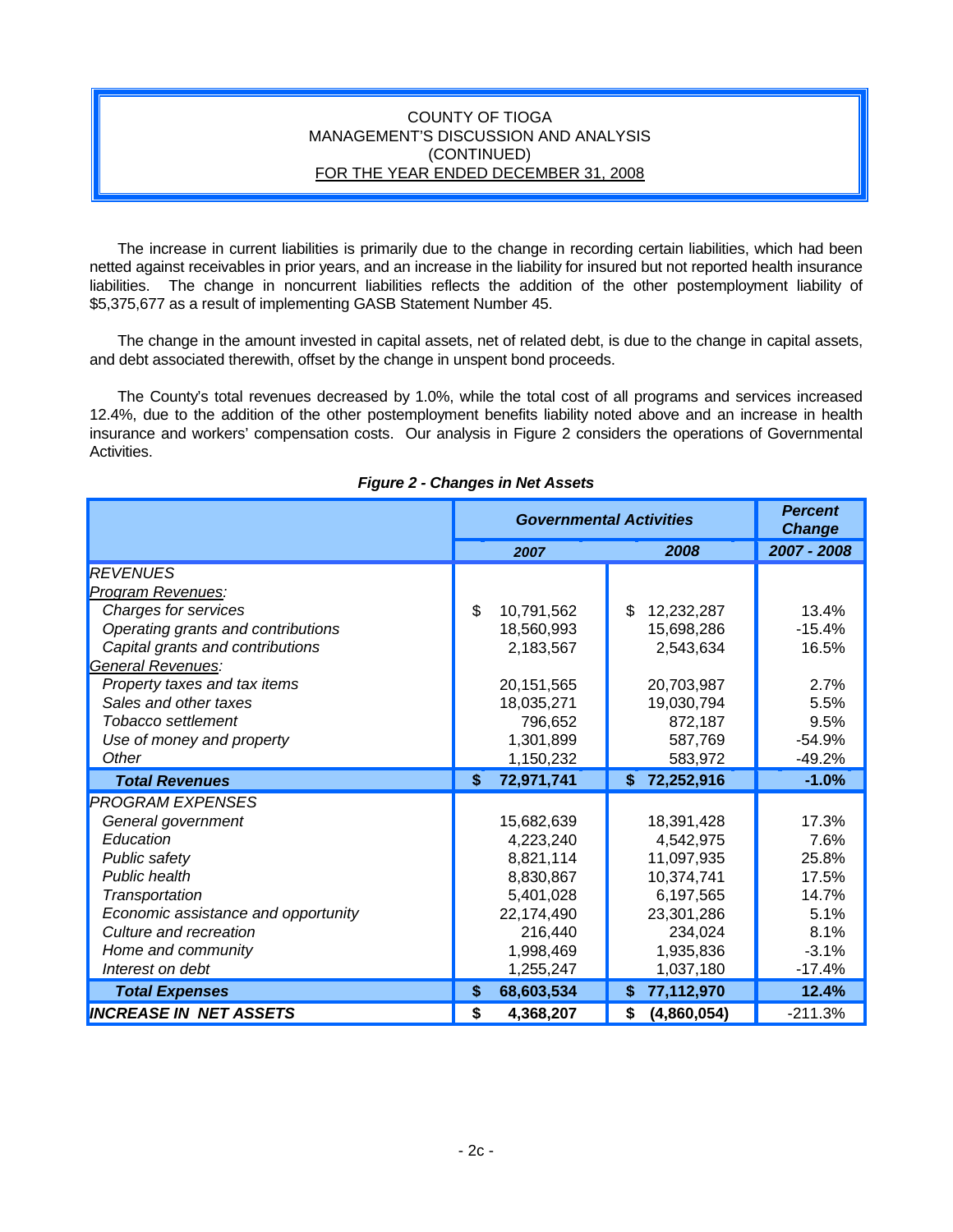COUNTY OF TIOGA
MANAGEMENT'S DISCUSSION AND ANALYSIS
(CONTINUED)
FOR THE YEAR ENDED DECEMBER 31, 2008

The increase in current liabilities is primarily due to the change in recording certain liabilities, which had been netted against receivables in prior years, and an increase in the liability for insured but not reported health insurance liabilities. The change in noncurrent liabilities reflects the addition of the other postemployment liability of $5,375,677 as a result of implementing GASB Statement Number 45.

The change in the amount invested in capital assets, net of related debt, is due to the change in capital assets, and debt associated therewith, offset by the change in unspent bond proceeds.

The County's total revenues decreased by 1.0%, while the total cost of all programs and services increased 12.4%, due to the addition of the other postemployment benefits liability noted above and an increase in health insurance and workers' compensation costs. Our analysis in Figure 2 considers the operations of Governmental Activities.

***Figure 2 - Changes in Net Assets***

| | Governmental Activities | | Percent Change |
|---|---|---|---|
| | 2007 | 2008 | 2007 - 2008 |
| *REVENUES* | | | |
| *Program Revenues:* | | | |
| *Charges for services* | $ 10,791,562 | $ 12,232,287 | 13.4% |
| *Operating grants and contributions* | 18,560,993 | 15,698,286 | -15.4% |
| *Capital grants and contributions* | 2,183,567 | 2,543,634 | 16.5% |
| *General Revenues:* | | | |
| *Property taxes and tax items* | 20,151,565 | 20,703,987 | 2.7% |
| *Sales and other taxes* | 18,035,271 | 19,030,794 | 5.5% |
| *Tobacco settlement* | 796,652 | 872,187 | 9.5% |
| *Use of money and property* | 1,301,899 | 587,769 | -54.9% |
| *Other* | 1,150,232 | 583,972 | -49.2% |
| ***Total Revenues*** | **$ 72,971,741** | **$ 72,252,916** | **-1.0%** |
| *PROGRAM EXPENSES* | | | |
| *General government* | 15,682,639 | 18,391,428 | 17.3% |
| *Education* | 4,223,240 | 4,542,975 | 7.6% |
| *Public safety* | 8,821,114 | 11,097,935 | 25.8% |
| *Public health* | 8,830,867 | 10,374,741 | 17.5% |
| *Transportation* | 5,401,028 | 6,197,565 | 14.7% |
| *Economic assistance and opportunity* | 22,174,490 | 23,301,286 | 5.1% |
| *Culture and recreation* | 216,440 | 234,024 | 8.1% |
| *Home and community* | 1,998,469 | 1,935,836 | -3.1% |
| *Interest on debt* | 1,255,247 | 1,037,180 | -17.4% |
| ***Total Expenses*** | **$ 68,603,534** | **$ 77,112,970** | **12.4%** |
| ***INCREASE IN NET ASSETS*** | **$ 4,368,207** | **$ (4,860,054)** | -211.3% |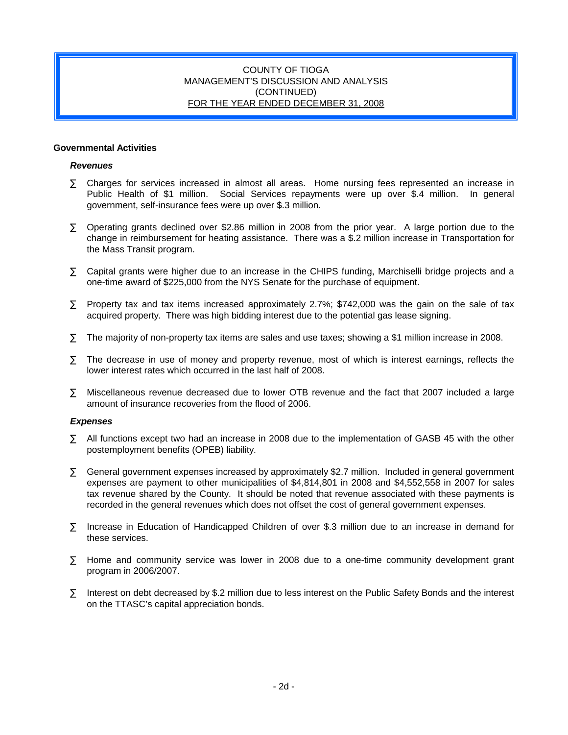## Governmental Activities

### *Revenues*

- Charges for services increased in almost all areas. Home nursing fees represented an increase in Public Health of $1 million. Social Services repayments were up over $.4 million. In general government, self-insurance fees were up over $.3 million.

- Operating grants declined over $2.86 million in 2008 from the prior year. A large portion due to the change in reimbursement for heating assistance. There was a $.2 million increase in Transportation for the Mass Transit program.

- Capital grants were higher due to an increase in the CHIPS funding, Marchiselli bridge projects and a one-time award of $225,000 from the NYS Senate for the purchase of equipment.

- Property tax and tax items increased approximately 2.7%; $742,000 was the gain on the sale of tax acquired property. There was high bidding interest due to the potential gas lease signing.

- The majority of non-property tax items are sales and use taxes; showing a $1 million increase in 2008.

- The decrease in use of money and property revenue, most of which is interest earnings, reflects the lower interest rates which occurred in the last half of 2008.

- Miscellaneous revenue decreased due to lower OTB revenue and the fact that 2007 included a large amount of insurance recoveries from the flood of 2006.

### *Expenses*

- All functions except two had an increase in 2008 due to the implementation of GASB 45 with the other postemployment benefits (OPEB) liability.

- General government expenses increased by approximately $2.7 million. Included in general government expenses are payment to other municipalities of $4,814,801 in 2008 and $4,552,558 in 2007 for sales tax revenue shared by the County. It should be noted that revenue associated with these payments is recorded in the general revenues which does not offset the cost of general government expenses.

- Increase in Education of Handicapped Children of over $.3 million due to an increase in demand for these services.

- Home and community service was lower in 2008 due to a one-time community development grant program in 2006/2007.

- Interest on debt decreased by $.2 million due to less interest on the Public Safety Bonds and the interest on the TTASC's capital appreciation bonds.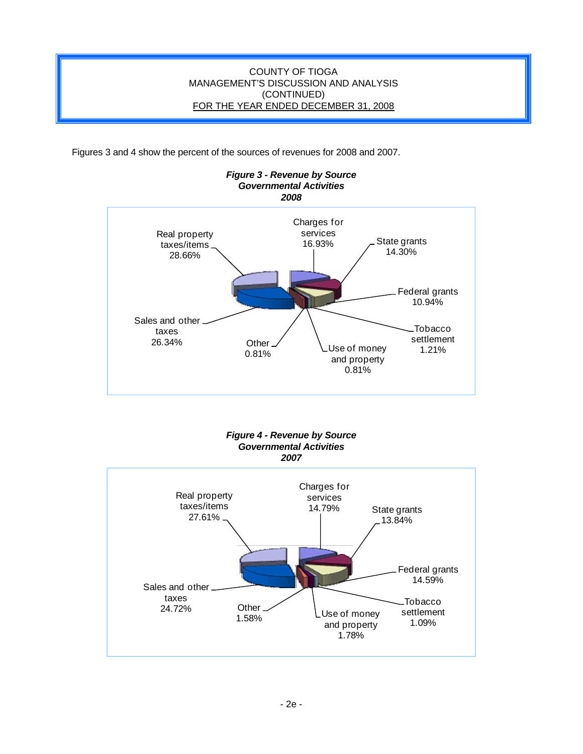COUNTY OF TIOGA
MANAGEMENT'S DISCUSSION AND ANALYSIS
(CONTINUED)
FOR THE YEAR ENDED DECEMBER 31, 2008

Figures 3 and 4 show the percent of the sources of revenues for 2008 and 2007.

***Figure 3 - Revenue by Source***
***Governmental Activities***
***2008***

| Source | Percent |
|---|---|
| Real property taxes/items | 28.66% |
| Charges for services | 16.93% |
| State grants | 14.30% |
| Federal grants | 10.94% |
| Tobacco settlement | 1.21% |
| Use of money and property | 0.81% |
| Other | 0.81% |
| Sales and other taxes | 26.34% |

***Figure 4 - Revenue by Source***
***Governmental Activities***
***2007***

| Source | Percent |
|---|---|
| Real property taxes/items | 27.61% |
| Charges for services | 14.79% |
| State grants | 13.84% |
| Federal grants | 14.59% |
| Tobacco settlement | 1.09% |
| Use of money and property | 1.78% |
| Other | 1.58% |
| Sales and other taxes | 24.72% |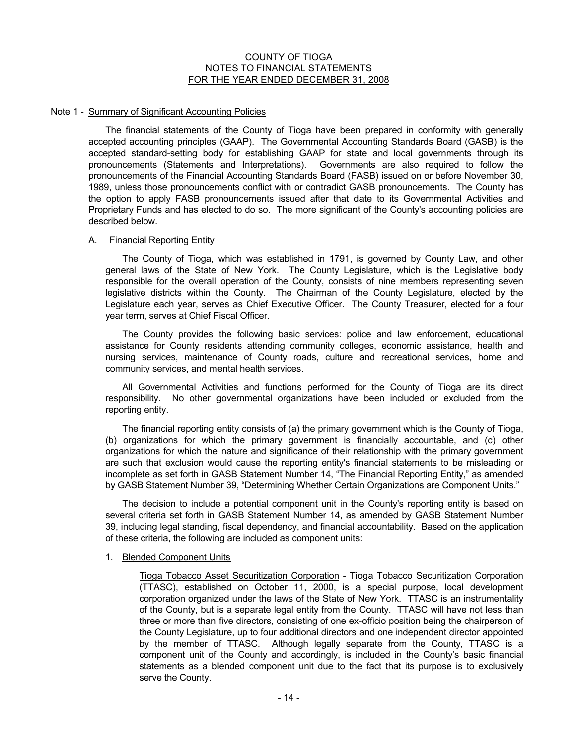COUNTY OF TIOGA
NOTES TO FINANCIAL STATEMENTS
FOR THE YEAR ENDED DECEMBER 31, 2008

Note 1 - Summary of Significant Accounting Policies

The financial statements of the County of Tioga have been prepared in conformity with generally accepted accounting principles (GAAP). The Governmental Accounting Standards Board (GASB) is the accepted standard-setting body for establishing GAAP for state and local governments through its pronouncements (Statements and Interpretations). Governments are also required to follow the pronouncements of the Financial Accounting Standards Board (FASB) issued on or before November 30, 1989, unless those pronouncements conflict with or contradict GASB pronouncements. The County has the option to apply FASB pronouncements issued after that date to its Governmental Activities and Proprietary Funds and has elected to do so. The more significant of the County's accounting policies are described below.

A. Financial Reporting Entity

The County of Tioga, which was established in 1791, is governed by County Law, and other general laws of the State of New York. The County Legislature, which is the Legislative body responsible for the overall operation of the County, consists of nine members representing seven legislative districts within the County. The Chairman of the County Legislature, elected by the Legislature each year, serves as Chief Executive Officer. The County Treasurer, elected for a four year term, serves at Chief Fiscal Officer.

The County provides the following basic services: police and law enforcement, educational assistance for County residents attending community colleges, economic assistance, health and nursing services, maintenance of County roads, culture and recreational services, home and community services, and mental health services.

All Governmental Activities and functions performed for the County of Tioga are its direct responsibility. No other governmental organizations have been included or excluded from the reporting entity.

The financial reporting entity consists of (a) the primary government which is the County of Tioga, (b) organizations for which the primary government is financially accountable, and (c) other organizations for which the nature and significance of their relationship with the primary government are such that exclusion would cause the reporting entity's financial statements to be misleading or incomplete as set forth in GASB Statement Number 14, "The Financial Reporting Entity," as amended by GASB Statement Number 39, "Determining Whether Certain Organizations are Component Units."

The decision to include a potential component unit in the County's reporting entity is based on several criteria set forth in GASB Statement Number 14, as amended by GASB Statement Number 39, including legal standing, fiscal dependency, and financial accountability. Based on the application of these criteria, the following are included as component units:

1. Blended Component Units

Tioga Tobacco Asset Securitization Corporation - Tioga Tobacco Securitization Corporation (TTASC), established on October 11, 2000, is a special purpose, local development corporation organized under the laws of the State of New York. TTASC is an instrumentality of the County, but is a separate legal entity from the County. TTASC will have not less than three or more than five directors, consisting of one ex-officio position being the chairperson of the County Legislature, up to four additional directors and one independent director appointed by the member of TTASC. Although legally separate from the County, TTASC is a component unit of the County and accordingly, is included in the County's basic financial statements as a blended component unit due to the fact that its purpose is to exclusively serve the County.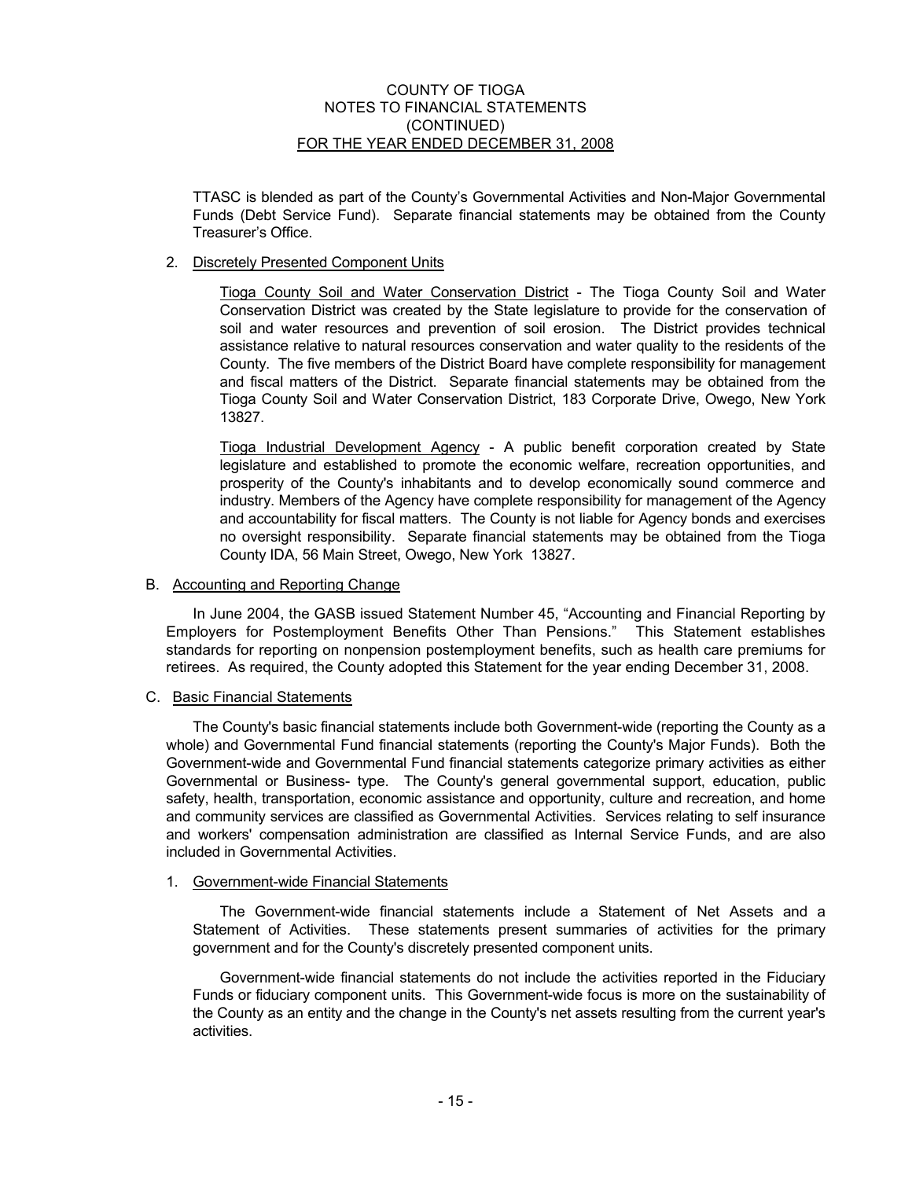TTASC is blended as part of the County's Governmental Activities and Non-Major Governmental Funds (Debt Service Fund). Separate financial statements may be obtained from the County Treasurer's Office.

2. Discretely Presented Component Units

Tioga County Soil and Water Conservation District - The Tioga County Soil and Water Conservation District was created by the State legislature to provide for the conservation of soil and water resources and prevention of soil erosion. The District provides technical assistance relative to natural resources conservation and water quality to the residents of the County. The five members of the District Board have complete responsibility for management and fiscal matters of the District. Separate financial statements may be obtained from the Tioga County Soil and Water Conservation District, 183 Corporate Drive, Owego, New York 13827.

Tioga Industrial Development Agency - A public benefit corporation created by State legislature and established to promote the economic welfare, recreation opportunities, and prosperity of the County's inhabitants and to develop economically sound commerce and industry. Members of the Agency have complete responsibility for management of the Agency and accountability for fiscal matters. The County is not liable for Agency bonds and exercises no oversight responsibility. Separate financial statements may be obtained from the Tioga County IDA, 56 Main Street, Owego, New York 13827.

B. Accounting and Reporting Change

In June 2004, the GASB issued Statement Number 45, "Accounting and Financial Reporting by Employers for Postemployment Benefits Other Than Pensions." This Statement establishes standards for reporting on nonpension postemployment benefits, such as health care premiums for retirees. As required, the County adopted this Statement for the year ending December 31, 2008.

C. Basic Financial Statements

The County's basic financial statements include both Government-wide (reporting the County as a whole) and Governmental Fund financial statements (reporting the County's Major Funds). Both the Government-wide and Governmental Fund financial statements categorize primary activities as either Governmental or Business- type. The County's general governmental support, education, public safety, health, transportation, economic assistance and opportunity, culture and recreation, and home and community services are classified as Governmental Activities. Services relating to self insurance and workers' compensation administration are classified as Internal Service Funds, and are also included in Governmental Activities.

1. Government-wide Financial Statements

The Government-wide financial statements include a Statement of Net Assets and a Statement of Activities. These statements present summaries of activities for the primary government and for the County's discretely presented component units.

Government-wide financial statements do not include the activities reported in the Fiduciary Funds or fiduciary component units. This Government-wide focus is more on the sustainability of the County as an entity and the change in the County's net assets resulting from the current year's activities.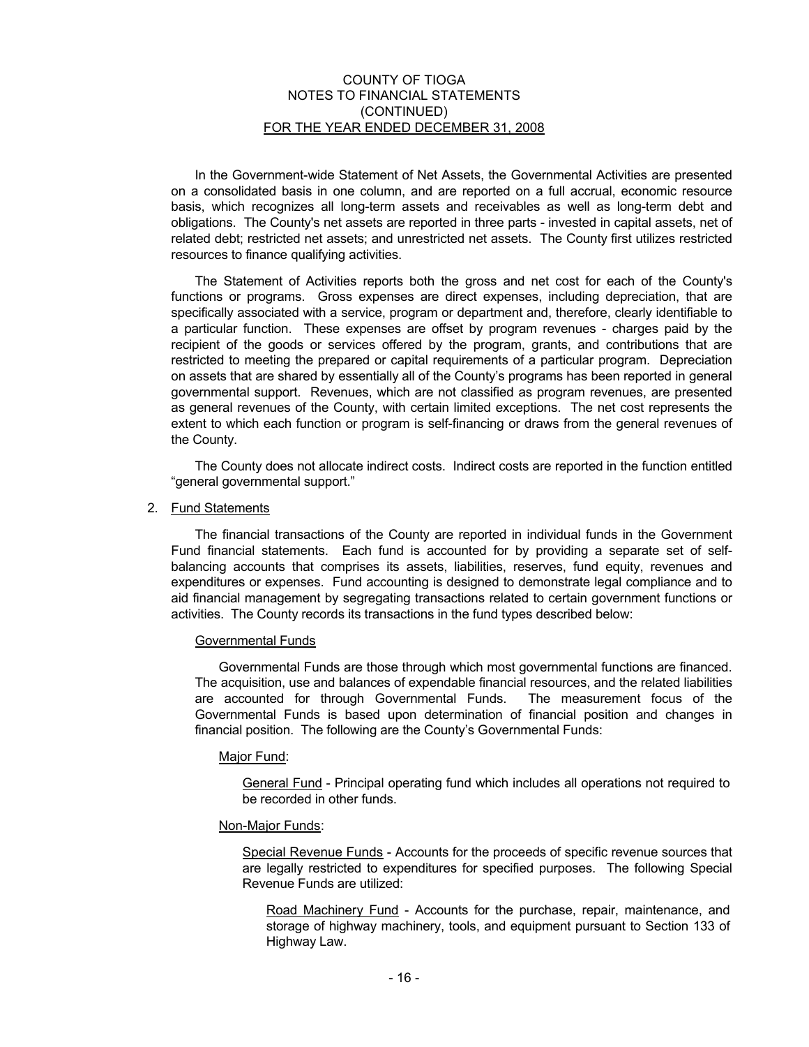In the Government-wide Statement of Net Assets, the Governmental Activities are presented on a consolidated basis in one column, and are reported on a full accrual, economic resource basis, which recognizes all long-term assets and receivables as well as long-term debt and obligations. The County's net assets are reported in three parts - invested in capital assets, net of related debt; restricted net assets; and unrestricted net assets. The County first utilizes restricted resources to finance qualifying activities.

The Statement of Activities reports both the gross and net cost for each of the County's functions or programs. Gross expenses are direct expenses, including depreciation, that are specifically associated with a service, program or department and, therefore, clearly identifiable to a particular function. These expenses are offset by program revenues - charges paid by the recipient of the goods or services offered by the program, grants, and contributions that are restricted to meeting the prepared or capital requirements of a particular program. Depreciation on assets that are shared by essentially all of the County's programs has been reported in general governmental support. Revenues, which are not classified as program revenues, are presented as general revenues of the County, with certain limited exceptions. The net cost represents the extent to which each function or program is self-financing or draws from the general revenues of the County.

The County does not allocate indirect costs. Indirect costs are reported in the function entitled "general governmental support."

2. Fund Statements

The financial transactions of the County are reported in individual funds in the Government Fund financial statements. Each fund is accounted for by providing a separate set of self-balancing accounts that comprises its assets, liabilities, reserves, fund equity, revenues and expenditures or expenses. Fund accounting is designed to demonstrate legal compliance and to aid financial management by segregating transactions related to certain government functions or activities. The County records its transactions in the fund types described below:

Governmental Funds

Governmental Funds are those through which most governmental functions are financed. The acquisition, use and balances of expendable financial resources, and the related liabilities are accounted for through Governmental Funds. The measurement focus of the Governmental Funds is based upon determination of financial position and changes in financial position. The following are the County's Governmental Funds:

Major Fund:

General Fund - Principal operating fund which includes all operations not required to be recorded in other funds.

Non-Major Funds:

Special Revenue Funds - Accounts for the proceeds of specific revenue sources that are legally restricted to expenditures for specified purposes. The following Special Revenue Funds are utilized:

Road Machinery Fund - Accounts for the purchase, repair, maintenance, and storage of highway machinery, tools, and equipment pursuant to Section 133 of Highway Law.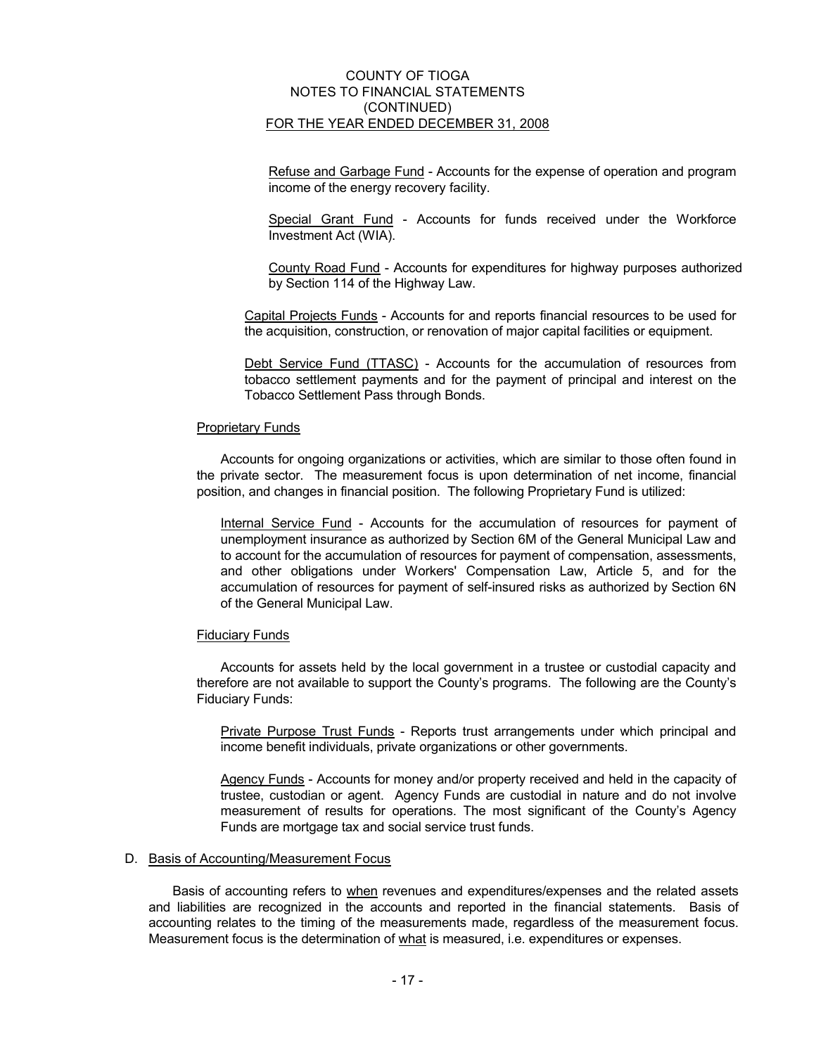Refuse and Garbage Fund - Accounts for the expense of operation and program income of the energy recovery facility.

Special Grant Fund - Accounts for funds received under the Workforce Investment Act (WIA).

County Road Fund - Accounts for expenditures for highway purposes authorized by Section 114 of the Highway Law.

Capital Projects Funds - Accounts for and reports financial resources to be used for the acquisition, construction, or renovation of major capital facilities or equipment.

Debt Service Fund (TTASC) - Accounts for the accumulation of resources from tobacco settlement payments and for the payment of principal and interest on the Tobacco Settlement Pass through Bonds.

Proprietary Funds

Accounts for ongoing organizations or activities, which are similar to those often found in the private sector. The measurement focus is upon determination of net income, financial position, and changes in financial position. The following Proprietary Fund is utilized:

Internal Service Fund - Accounts for the accumulation of resources for payment of unemployment insurance as authorized by Section 6M of the General Municipal Law and to account for the accumulation of resources for payment of compensation, assessments, and other obligations under Workers' Compensation Law, Article 5, and for the accumulation of resources for payment of self-insured risks as authorized by Section 6N of the General Municipal Law.

Fiduciary Funds

Accounts for assets held by the local government in a trustee or custodial capacity and therefore are not available to support the County's programs. The following are the County's Fiduciary Funds:

Private Purpose Trust Funds - Reports trust arrangements under which principal and income benefit individuals, private organizations or other governments.

Agency Funds - Accounts for money and/or property received and held in the capacity of trustee, custodian or agent. Agency Funds are custodial in nature and do not involve measurement of results for operations. The most significant of the County's Agency Funds are mortgage tax and social service trust funds.

D. Basis of Accounting/Measurement Focus

Basis of accounting refers to when revenues and expenditures/expenses and the related assets and liabilities are recognized in the accounts and reported in the financial statements. Basis of accounting relates to the timing of the measurements made, regardless of the measurement focus. Measurement focus is the determination of what is measured, i.e. expenditures or expenses.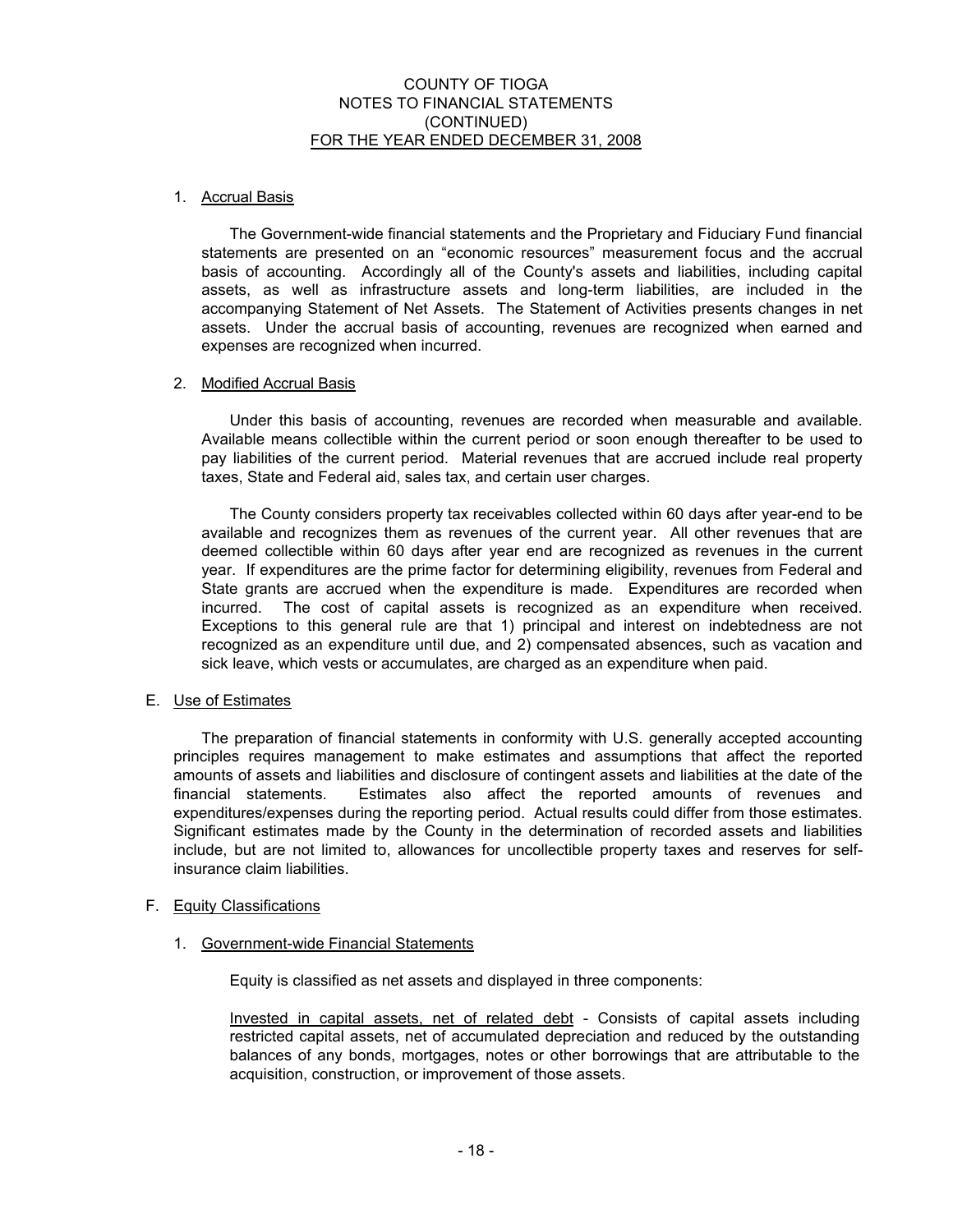1. Accrual Basis

The Government-wide financial statements and the Proprietary and Fiduciary Fund financial statements are presented on an "economic resources" measurement focus and the accrual basis of accounting. Accordingly all of the County's assets and liabilities, including capital assets, as well as infrastructure assets and long-term liabilities, are included in the accompanying Statement of Net Assets. The Statement of Activities presents changes in net assets. Under the accrual basis of accounting, revenues are recognized when earned and expenses are recognized when incurred.

2. Modified Accrual Basis

Under this basis of accounting, revenues are recorded when measurable and available. Available means collectible within the current period or soon enough thereafter to be used to pay liabilities of the current period. Material revenues that are accrued include real property taxes, State and Federal aid, sales tax, and certain user charges.

The County considers property tax receivables collected within 60 days after year-end to be available and recognizes them as revenues of the current year. All other revenues that are deemed collectible within 60 days after year end are recognized as revenues in the current year. If expenditures are the prime factor for determining eligibility, revenues from Federal and State grants are accrued when the expenditure is made. Expenditures are recorded when incurred. The cost of capital assets is recognized as an expenditure when received. Exceptions to this general rule are that 1) principal and interest on indebtedness are not recognized as an expenditure until due, and 2) compensated absences, such as vacation and sick leave, which vests or accumulates, are charged as an expenditure when paid.

E. Use of Estimates

The preparation of financial statements in conformity with U.S. generally accepted accounting principles requires management to make estimates and assumptions that affect the reported amounts of assets and liabilities and disclosure of contingent assets and liabilities at the date of the financial statements. Estimates also affect the reported amounts of revenues and expenditures/expenses during the reporting period. Actual results could differ from those estimates. Significant estimates made by the County in the determination of recorded assets and liabilities include, but are not limited to, allowances for uncollectible property taxes and reserves for self-insurance claim liabilities.

F. Equity Classifications

1. Government-wide Financial Statements

Equity is classified as net assets and displayed in three components:

Invested in capital assets, net of related debt - Consists of capital assets including restricted capital assets, net of accumulated depreciation and reduced by the outstanding balances of any bonds, mortgages, notes or other borrowings that are attributable to the acquisition, construction, or improvement of those assets.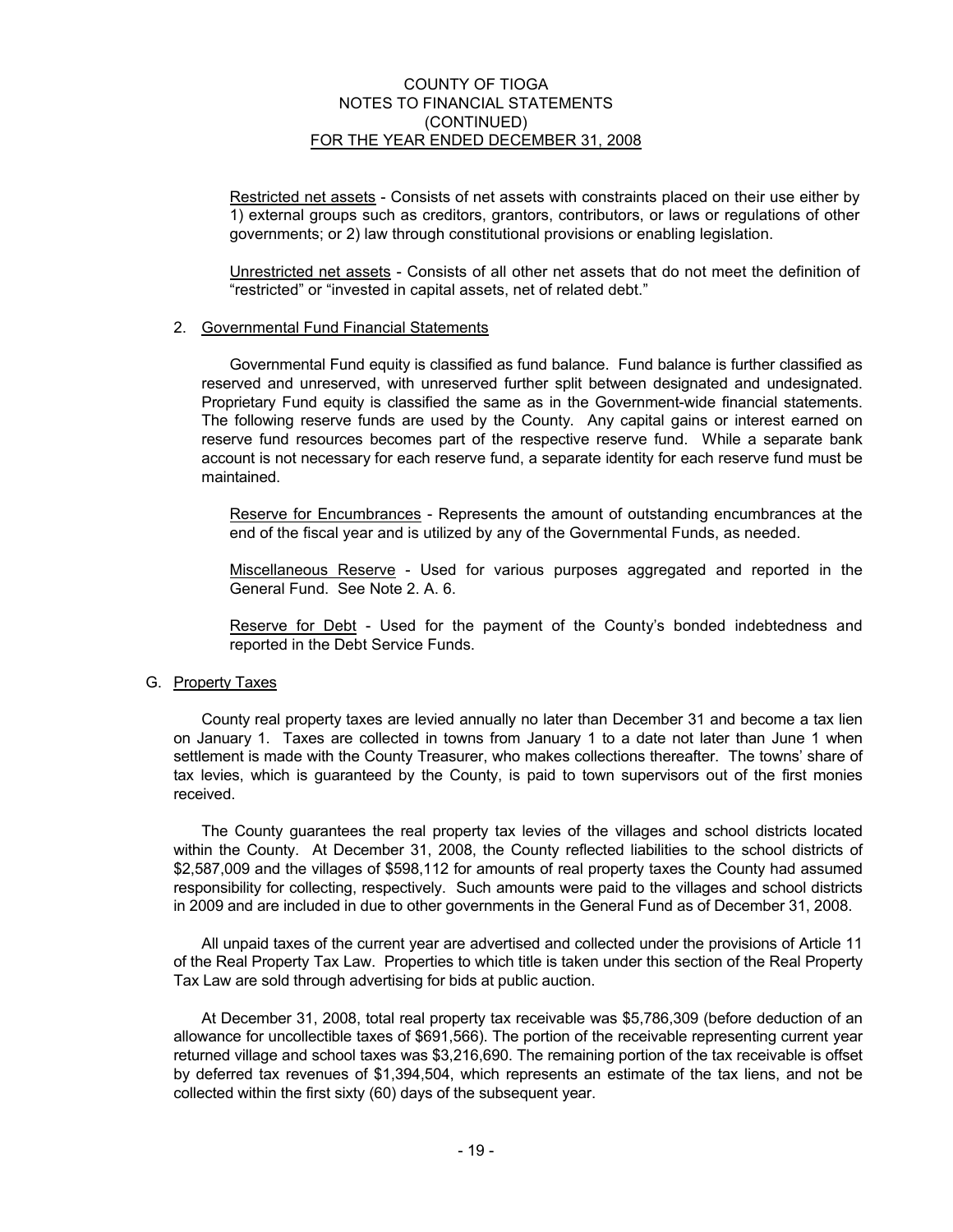Restricted net assets - Consists of net assets with constraints placed on their use either by 1) external groups such as creditors, grantors, contributors, or laws or regulations of other governments; or 2) law through constitutional provisions or enabling legislation.

Unrestricted net assets - Consists of all other net assets that do not meet the definition of "restricted" or "invested in capital assets, net of related debt."

2. Governmental Fund Financial Statements

Governmental Fund equity is classified as fund balance. Fund balance is further classified as reserved and unreserved, with unreserved further split between designated and undesignated. Proprietary Fund equity is classified the same as in the Government-wide financial statements. The following reserve funds are used by the County. Any capital gains or interest earned on reserve fund resources becomes part of the respective reserve fund. While a separate bank account is not necessary for each reserve fund, a separate identity for each reserve fund must be maintained.

Reserve for Encumbrances - Represents the amount of outstanding encumbrances at the end of the fiscal year and is utilized by any of the Governmental Funds, as needed.

Miscellaneous Reserve - Used for various purposes aggregated and reported in the General Fund. See Note 2. A. 6.

Reserve for Debt - Used for the payment of the County's bonded indebtedness and reported in the Debt Service Funds.

G. Property Taxes

County real property taxes are levied annually no later than December 31 and become a tax lien on January 1. Taxes are collected in towns from January 1 to a date not later than June 1 when settlement is made with the County Treasurer, who makes collections thereafter. The towns' share of tax levies, which is guaranteed by the County, is paid to town supervisors out of the first monies received.

The County guarantees the real property tax levies of the villages and school districts located within the County. At December 31, 2008, the County reflected liabilities to the school districts of $2,587,009 and the villages of $598,112 for amounts of real property taxes the County had assumed responsibility for collecting, respectively. Such amounts were paid to the villages and school districts in 2009 and are included in due to other governments in the General Fund as of December 31, 2008.

All unpaid taxes of the current year are advertised and collected under the provisions of Article 11 of the Real Property Tax Law. Properties to which title is taken under this section of the Real Property Tax Law are sold through advertising for bids at public auction.

At December 31, 2008, total real property tax receivable was $5,786,309 (before deduction of an allowance for uncollectible taxes of $691,566). The portion of the receivable representing current year returned village and school taxes was $3,216,690. The remaining portion of the tax receivable is offset by deferred tax revenues of $1,394,504, which represents an estimate of the tax liens, and not be collected within the first sixty (60) days of the subsequent year.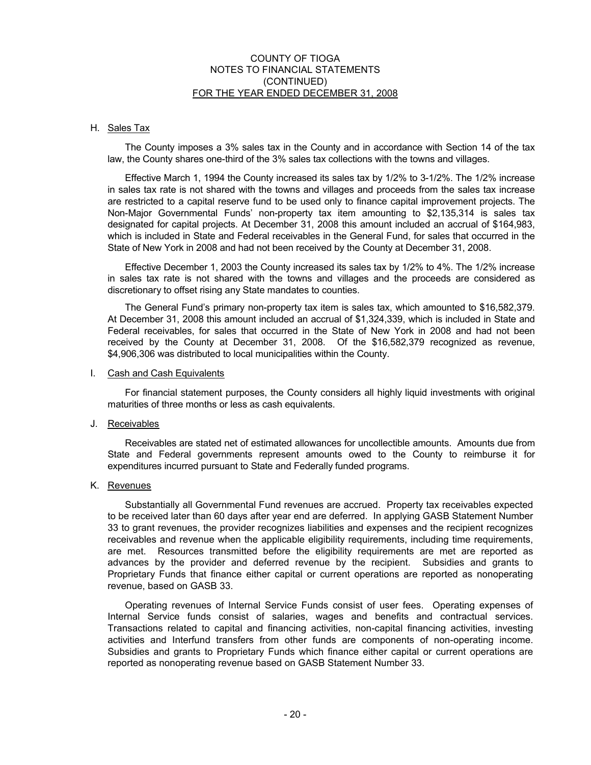### H. Sales Tax

The County imposes a 3% sales tax in the County and in accordance with Section 14 of the tax law, the County shares one-third of the 3% sales tax collections with the towns and villages.

Effective March 1, 1994 the County increased its sales tax by 1/2% to 3-1/2%. The 1/2% increase in sales tax rate is not shared with the towns and villages and proceeds from the sales tax increase are restricted to a capital reserve fund to be used only to finance capital improvement projects. The Non-Major Governmental Funds' non-property tax item amounting to $2,135,314 is sales tax designated for capital projects. At December 31, 2008 this amount included an accrual of $164,983, which is included in State and Federal receivables in the General Fund, for sales that occurred in the State of New York in 2008 and had not been received by the County at December 31, 2008.

Effective December 1, 2003 the County increased its sales tax by 1/2% to 4%. The 1/2% increase in sales tax rate is not shared with the towns and villages and the proceeds are considered as discretionary to offset rising any State mandates to counties.

The General Fund's primary non-property tax item is sales tax, which amounted to $16,582,379. At December 31, 2008 this amount included an accrual of $1,324,339, which is included in State and Federal receivables, for sales that occurred in the State of New York in 2008 and had not been received by the County at December 31, 2008. Of the $16,582,379 recognized as revenue, $4,906,306 was distributed to local municipalities within the County.

### I. Cash and Cash Equivalents

For financial statement purposes, the County considers all highly liquid investments with original maturities of three months or less as cash equivalents.

### J. Receivables

Receivables are stated net of estimated allowances for uncollectible amounts. Amounts due from State and Federal governments represent amounts owed to the County to reimburse it for expenditures incurred pursuant to State and Federally funded programs.

### K. Revenues

Substantially all Governmental Fund revenues are accrued. Property tax receivables expected to be received later than 60 days after year end are deferred. In applying GASB Statement Number 33 to grant revenues, the provider recognizes liabilities and expenses and the recipient recognizes receivables and revenue when the applicable eligibility requirements, including time requirements, are met. Resources transmitted before the eligibility requirements are met are reported as advances by the provider and deferred revenue by the recipient. Subsidies and grants to Proprietary Funds that finance either capital or current operations are reported as nonoperating revenue, based on GASB 33.

Operating revenues of Internal Service Funds consist of user fees. Operating expenses of Internal Service funds consist of salaries, wages and benefits and contractual services. Transactions related to capital and financing activities, non-capital financing activities, investing activities and Interfund transfers from other funds are components of non-operating income. Subsidies and grants to Proprietary Funds which finance either capital or current operations are reported as nonoperating revenue based on GASB Statement Number 33.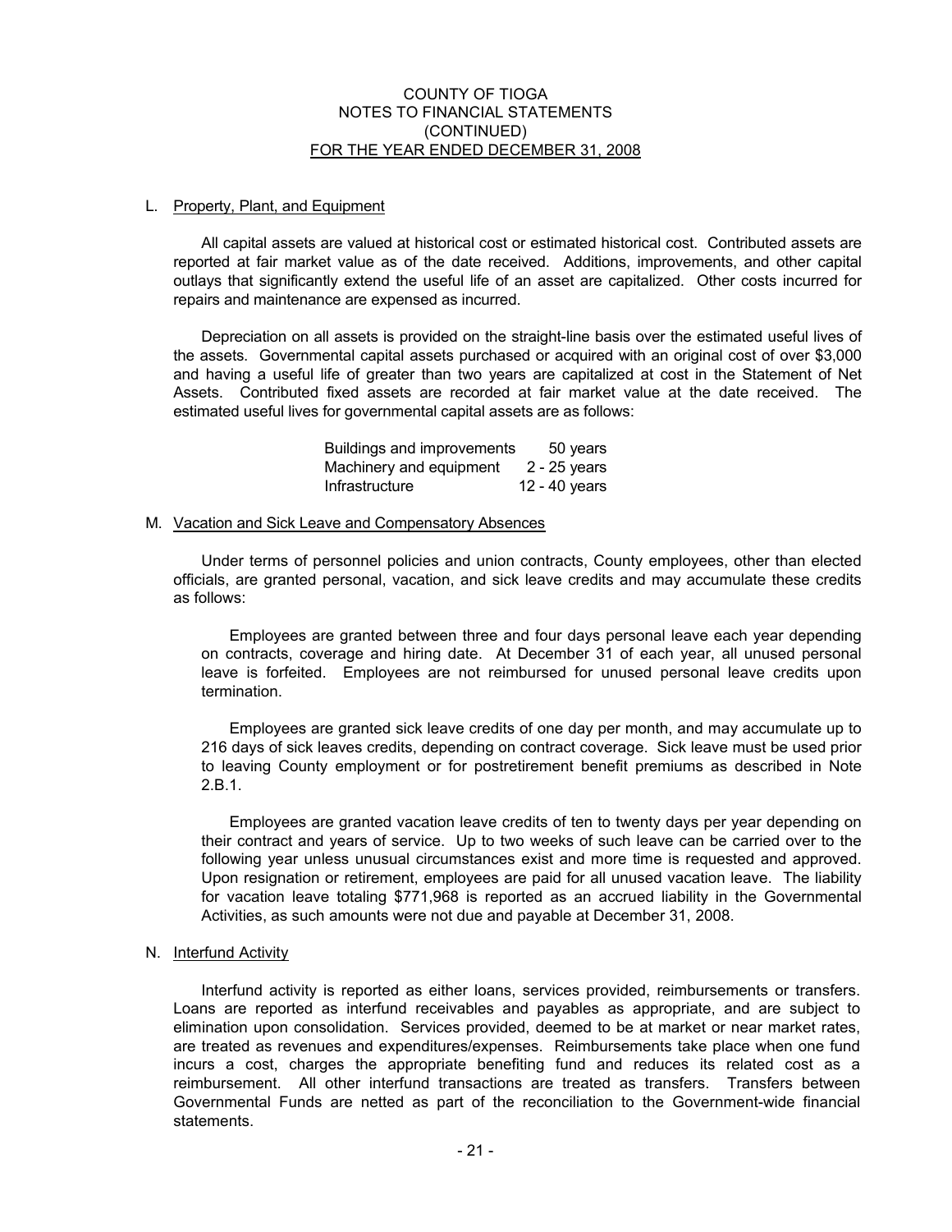### L. Property, Plant, and Equipment

All capital assets are valued at historical cost or estimated historical cost. Contributed assets are reported at fair market value as of the date received. Additions, improvements, and other capital outlays that significantly extend the useful life of an asset are capitalized. Other costs incurred for repairs and maintenance are expensed as incurred.

Depreciation on all assets is provided on the straight-line basis over the estimated useful lives of the assets. Governmental capital assets purchased or acquired with an original cost of over $3,000 and having a useful life of greater than two years are capitalized at cost in the Statement of Net Assets. Contributed fixed assets are recorded at fair market value at the date received. The estimated useful lives for governmental capital assets are as follows:

| | |
|---|---|
| Buildings and improvements | 50 years |
| Machinery and equipment | 2 - 25 years |
| Infrastructure | 12 - 40 years |

### M. Vacation and Sick Leave and Compensatory Absences

Under terms of personnel policies and union contracts, County employees, other than elected officials, are granted personal, vacation, and sick leave credits and may accumulate these credits as follows:

Employees are granted between three and four days personal leave each year depending on contracts, coverage and hiring date. At December 31 of each year, all unused personal leave is forfeited. Employees are not reimbursed for unused personal leave credits upon termination.

Employees are granted sick leave credits of one day per month, and may accumulate up to 216 days of sick leaves credits, depending on contract coverage. Sick leave must be used prior to leaving County employment or for postretirement benefit premiums as described in Note 2.B.1.

Employees are granted vacation leave credits of ten to twenty days per year depending on their contract and years of service. Up to two weeks of such leave can be carried over to the following year unless unusual circumstances exist and more time is requested and approved. Upon resignation or retirement, employees are paid for all unused vacation leave. The liability for vacation leave totaling $771,968 is reported as an accrued liability in the Governmental Activities, as such amounts were not due and payable at December 31, 2008.

### N. Interfund Activity

Interfund activity is reported as either loans, services provided, reimbursements or transfers. Loans are reported as interfund receivables and payables as appropriate, and are subject to elimination upon consolidation. Services provided, deemed to be at market or near market rates, are treated as revenues and expenditures/expenses. Reimbursements take place when one fund incurs a cost, charges the appropriate benefiting fund and reduces its related cost as a reimbursement. All other interfund transactions are treated as transfers. Transfers between Governmental Funds are netted as part of the reconciliation to the Government-wide financial statements.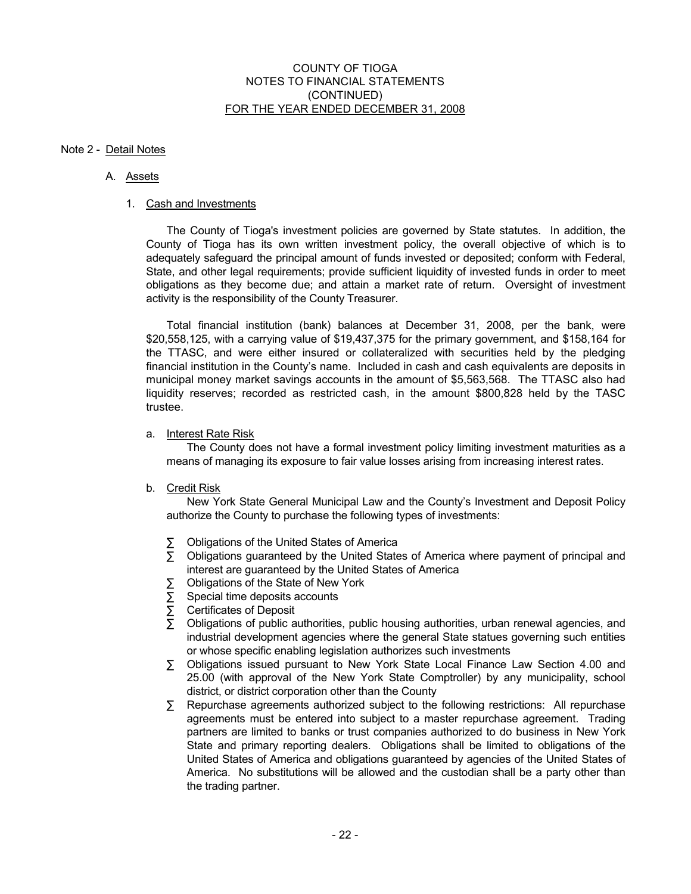COUNTY OF TIOGA
NOTES TO FINANCIAL STATEMENTS
(CONTINUED)
FOR THE YEAR ENDED DECEMBER 31, 2008

Note 2 - Detail Notes

A. Assets

1. Cash and Investments

The County of Tioga's investment policies are governed by State statutes. In addition, the County of Tioga has its own written investment policy, the overall objective of which is to adequately safeguard the principal amount of funds invested or deposited; conform with Federal, State, and other legal requirements; provide sufficient liquidity of invested funds in order to meet obligations as they become due; and attain a market rate of return. Oversight of investment activity is the responsibility of the County Treasurer.

Total financial institution (bank) balances at December 31, 2008, per the bank, were $20,558,125, with a carrying value of $19,437,375 for the primary government, and $158,164 for the TTASC, and were either insured or collateralized with securities held by the pledging financial institution in the County's name. Included in cash and cash equivalents are deposits in municipal money market savings accounts in the amount of $5,563,568. The TTASC also had liquidity reserves; recorded as restricted cash, in the amount $800,828 held by the TASC trustee.

a. Interest Rate Risk

The County does not have a formal investment policy limiting investment maturities as a means of managing its exposure to fair value losses arising from increasing interest rates.

b. Credit Risk

New York State General Municipal Law and the County's Investment and Deposit Policy authorize the County to purchase the following types of investments:

- Obligations of the United States of America
- Obligations guaranteed by the United States of America where payment of principal and interest are guaranteed by the United States of America
- Obligations of the State of New York
- Special time deposits accounts
- Certificates of Deposit
- Obligations of public authorities, public housing authorities, urban renewal agencies, and industrial development agencies where the general State statues governing such entities or whose specific enabling legislation authorizes such investments
- Obligations issued pursuant to New York State Local Finance Law Section 4.00 and 25.00 (with approval of the New York State Comptroller) by any municipality, school district, or district corporation other than the County
- Repurchase agreements authorized subject to the following restrictions: All repurchase agreements must be entered into subject to a master repurchase agreement. Trading partners are limited to banks or trust companies authorized to do business in New York State and primary reporting dealers. Obligations shall be limited to obligations of the United States of America and obligations guaranteed by agencies of the United States of America. No substitutions will be allowed and the custodian shall be a party other than the trading partner.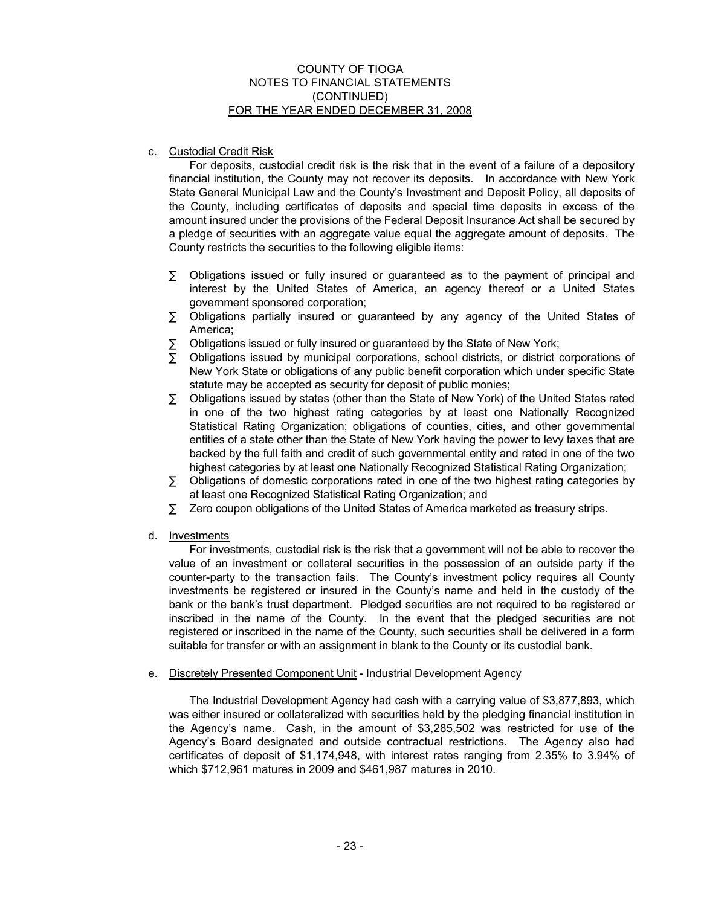c. Custodial Credit Risk

For deposits, custodial credit risk is the risk that in the event of a failure of a depository financial institution, the County may not recover its deposits. In accordance with New York State General Municipal Law and the County's Investment and Deposit Policy, all deposits of the County, including certificates of deposits and special time deposits in excess of the amount insured under the provisions of the Federal Deposit Insurance Act shall be secured by a pledge of securities with an aggregate value equal the aggregate amount of deposits. The County restricts the securities to the following eligible items:

- Obligations issued or fully insured or guaranteed as to the payment of principal and interest by the United States of America, an agency thereof or a United States government sponsored corporation;
- Obligations partially insured or guaranteed by any agency of the United States of America;
- Obligations issued or fully insured or guaranteed by the State of New York;
- Obligations issued by municipal corporations, school districts, or district corporations of New York State or obligations of any public benefit corporation which under specific State statute may be accepted as security for deposit of public monies;
- Obligations issued by states (other than the State of New York) of the United States rated in one of the two highest rating categories by at least one Nationally Recognized Statistical Rating Organization; obligations of counties, cities, and other governmental entities of a state other than the State of New York having the power to levy taxes that are backed by the full faith and credit of such governmental entity and rated in one of the two highest categories by at least one Nationally Recognized Statistical Rating Organization;
- Obligations of domestic corporations rated in one of the two highest rating categories by at least one Recognized Statistical Rating Organization; and
- Zero coupon obligations of the United States of America marketed as treasury strips.

d. Investments

For investments, custodial risk is the risk that a government will not be able to recover the value of an investment or collateral securities in the possession of an outside party if the counter-party to the transaction fails. The County's investment policy requires all County investments be registered or insured in the County's name and held in the custody of the bank or the bank's trust department. Pledged securities are not required to be registered or inscribed in the name of the County. In the event that the pledged securities are not registered or inscribed in the name of the County, such securities shall be delivered in a form suitable for transfer or with an assignment in blank to the County or its custodial bank.

e. Discretely Presented Component Unit - Industrial Development Agency

The Industrial Development Agency had cash with a carrying value of $3,877,893, which was either insured or collateralized with securities held by the pledging financial institution in the Agency's name. Cash, in the amount of $3,285,502 was restricted for use of the Agency's Board designated and outside contractual restrictions. The Agency also had certificates of deposit of $1,174,948, with interest rates ranging from 2.35% to 3.94% of which $712,961 matures in 2009 and $461,987 matures in 2010.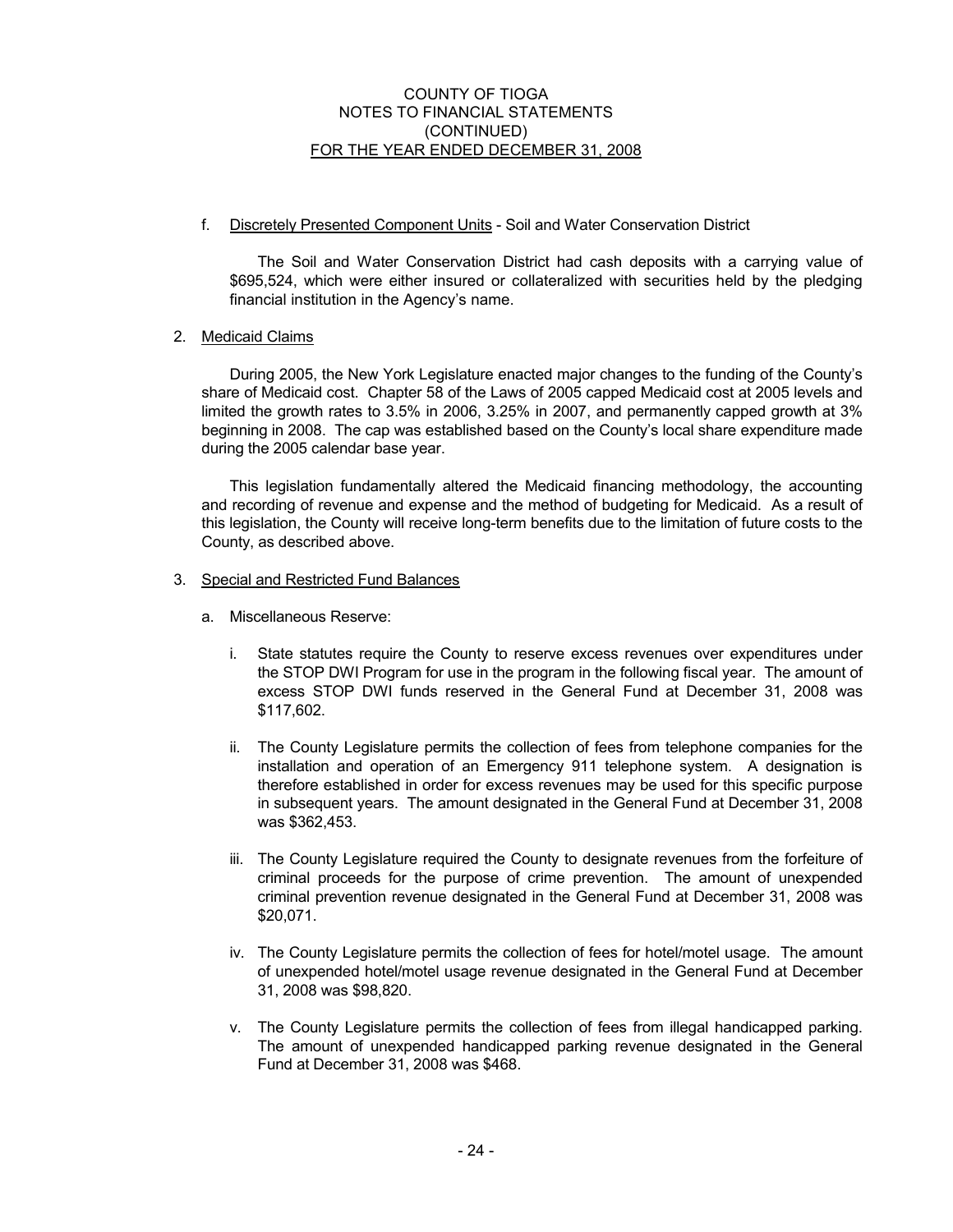f. Discretely Presented Component Units - Soil and Water Conservation District

The Soil and Water Conservation District had cash deposits with a carrying value of $695,524, which were either insured or collateralized with securities held by the pledging financial institution in the Agency's name.

2. Medicaid Claims

During 2005, the New York Legislature enacted major changes to the funding of the County's share of Medicaid cost. Chapter 58 of the Laws of 2005 capped Medicaid cost at 2005 levels and limited the growth rates to 3.5% in 2006, 3.25% in 2007, and permanently capped growth at 3% beginning in 2008. The cap was established based on the County's local share expenditure made during the 2005 calendar base year.

This legislation fundamentally altered the Medicaid financing methodology, the accounting and recording of revenue and expense and the method of budgeting for Medicaid. As a result of this legislation, the County will receive long-term benefits due to the limitation of future costs to the County, as described above.

3. Special and Restricted Fund Balances

a. Miscellaneous Reserve:

i. State statutes require the County to reserve excess revenues over expenditures under the STOP DWI Program for use in the program in the following fiscal year. The amount of excess STOP DWI funds reserved in the General Fund at December 31, 2008 was $117,602.

ii. The County Legislature permits the collection of fees from telephone companies for the installation and operation of an Emergency 911 telephone system. A designation is therefore established in order for excess revenues may be used for this specific purpose in subsequent years. The amount designated in the General Fund at December 31, 2008 was $362,453.

iii. The County Legislature required the County to designate revenues from the forfeiture of criminal proceeds for the purpose of crime prevention. The amount of unexpended criminal prevention revenue designated in the General Fund at December 31, 2008 was $20,071.

iv. The County Legislature permits the collection of fees for hotel/motel usage. The amount of unexpended hotel/motel usage revenue designated in the General Fund at December 31, 2008 was $98,820.

v. The County Legislature permits the collection of fees from illegal handicapped parking. The amount of unexpended handicapped parking revenue designated in the General Fund at December 31, 2008 was $468.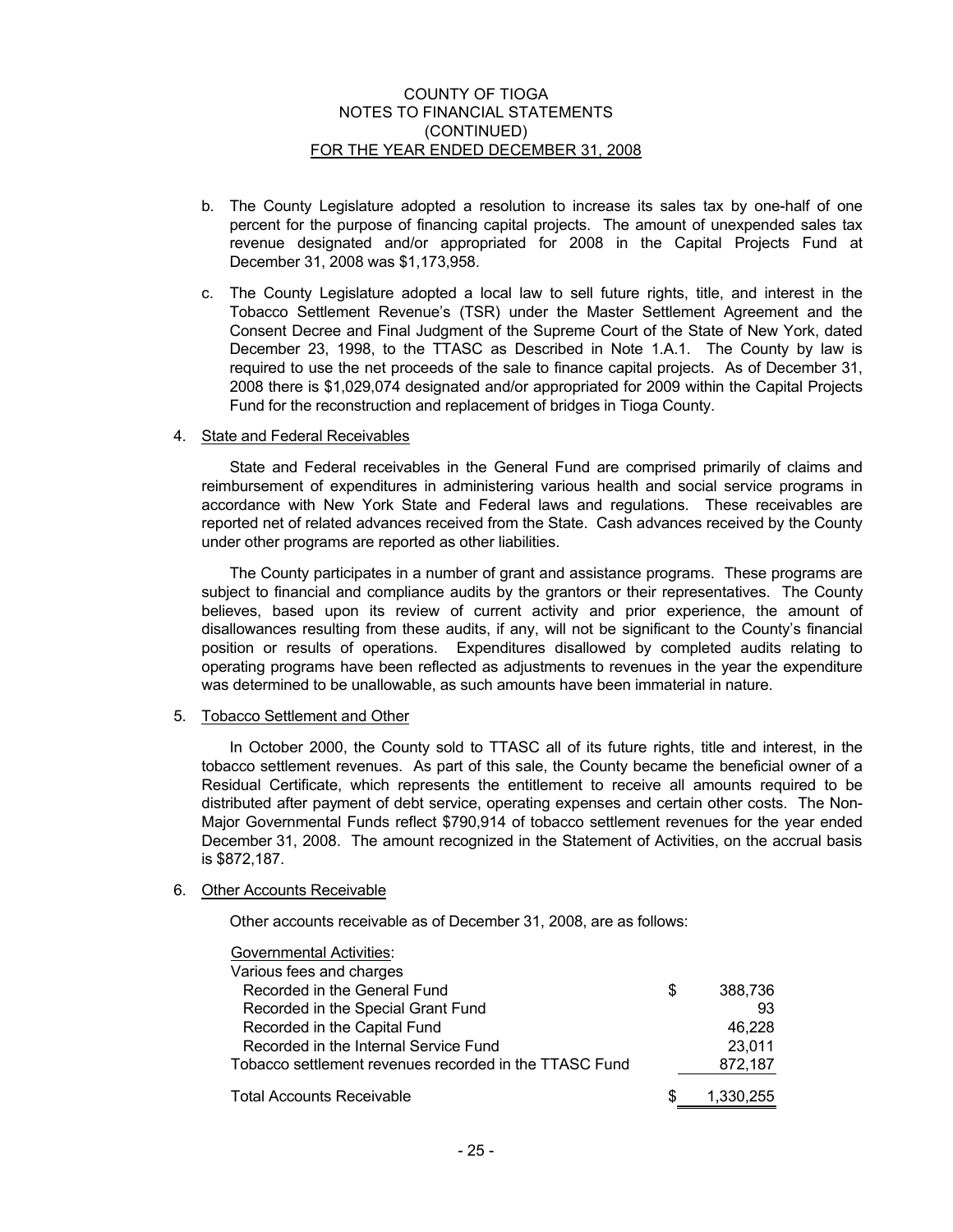b. The County Legislature adopted a resolution to increase its sales tax by one-half of one percent for the purpose of financing capital projects. The amount of unexpended sales tax revenue designated and/or appropriated for 2008 in the Capital Projects Fund at December 31, 2008 was $1,173,958.

c. The County Legislature adopted a local law to sell future rights, title, and interest in the Tobacco Settlement Revenue's (TSR) under the Master Settlement Agreement and the Consent Decree and Final Judgment of the Supreme Court of the State of New York, dated December 23, 1998, to the TTASC as Described in Note 1.A.1. The County by law is required to use the net proceeds of the sale to finance capital projects. As of December 31, 2008 there is $1,029,074 designated and/or appropriated for 2009 within the Capital Projects Fund for the reconstruction and replacement of bridges in Tioga County.

4. State and Federal Receivables

State and Federal receivables in the General Fund are comprised primarily of claims and reimbursement of expenditures in administering various health and social service programs in accordance with New York State and Federal laws and regulations. These receivables are reported net of related advances received from the State. Cash advances received by the County under other programs are reported as other liabilities.

The County participates in a number of grant and assistance programs. These programs are subject to financial and compliance audits by the grantors or their representatives. The County believes, based upon its review of current activity and prior experience, the amount of disallowances resulting from these audits, if any, will not be significant to the County's financial position or results of operations. Expenditures disallowed by completed audits relating to operating programs have been reflected as adjustments to revenues in the year the expenditure was determined to be unallowable, as such amounts have been immaterial in nature.

5. Tobacco Settlement and Other

In October 2000, the County sold to TTASC all of its future rights, title and interest, in the tobacco settlement revenues. As part of this sale, the County became the beneficial owner of a Residual Certificate, which represents the entitlement to receive all amounts required to be distributed after payment of debt service, operating expenses and certain other costs. The Non-Major Governmental Funds reflect $790,914 of tobacco settlement revenues for the year ended December 31, 2008. The amount recognized in the Statement of Activities, on the accrual basis is $872,187.

6. Other Accounts Receivable

Other accounts receivable as of December 31, 2008, are as follows:

| | |
|---|---|
| Governmental Activities: | |
| Various fees and charges | |
| Recorded in the General Fund | $ 388,736 |
| Recorded in the Special Grant Fund | 93 |
| Recorded in the Capital Fund | 46,228 |
| Recorded in the Internal Service Fund | 23,011 |
| Tobacco settlement revenues recorded in the TTASC Fund | 872,187 |
| Total Accounts Receivable | $ 1,330,255 |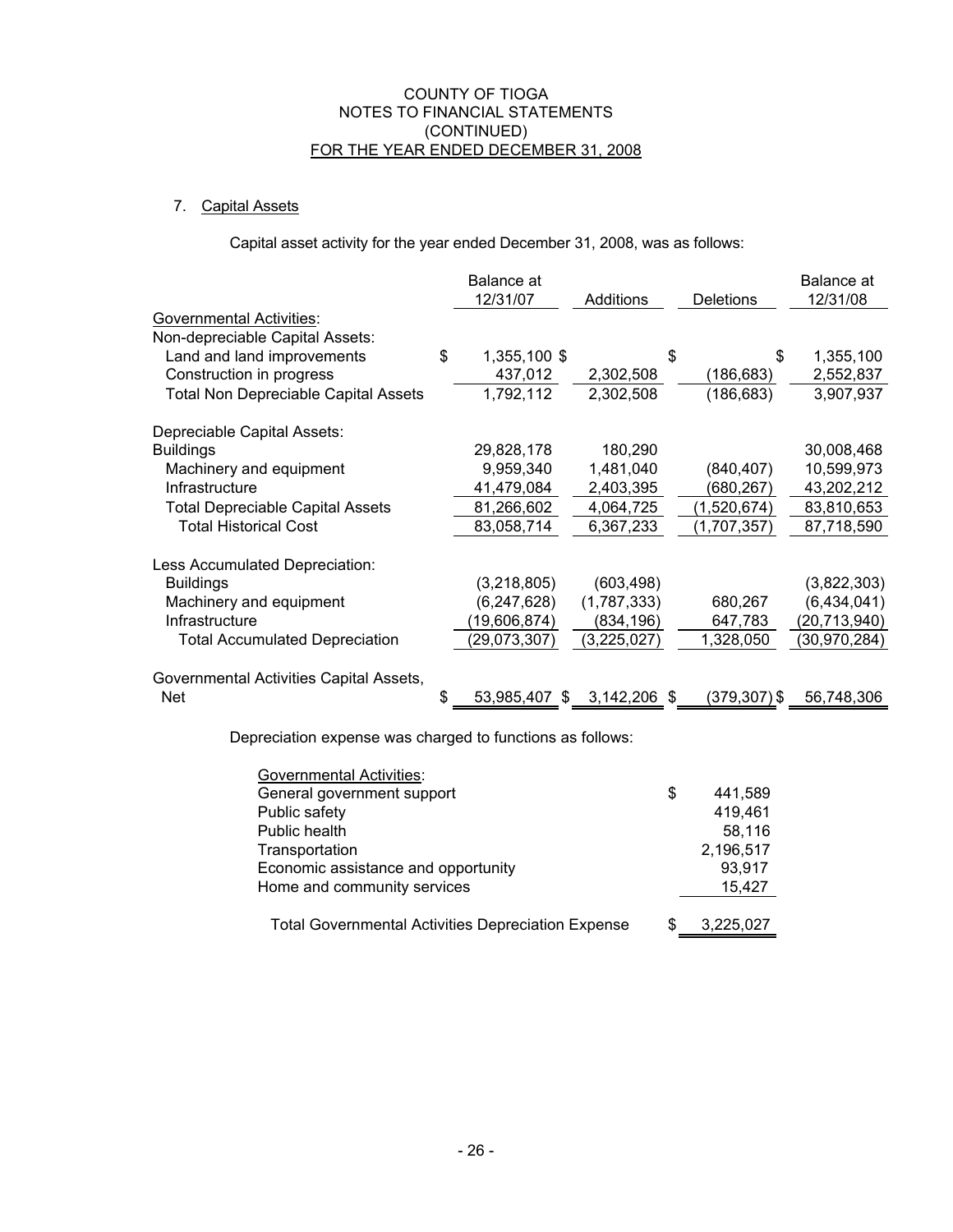COUNTY OF TIOGA
NOTES TO FINANCIAL STATEMENTS
(CONTINUED)
FOR THE YEAR ENDED DECEMBER 31, 2008

## 7. Capital Assets

Capital asset activity for the year ended December 31, 2008, was as follows:

| | Balance at 12/31/07 | Additions | Deletions | Balance at 12/31/08 |
|---|---|---|---|---|
| **Governmental Activities:** | | | | |
| Non-depreciable Capital Assets: | | | | |
| Land and land improvements | $ 1,355,100 | $ | $ | $ 1,355,100 |
| Construction in progress | 437,012 | 2,302,508 | (186,683) | 2,552,837 |
| Total Non Depreciable Capital Assets | 1,792,112 | 2,302,508 | (186,683) | 3,907,937 |
| Depreciable Capital Assets: | | | | |
| Buildings | 29,828,178 | 180,290 | | 30,008,468 |
| Machinery and equipment | 9,959,340 | 1,481,040 | (840,407) | 10,599,973 |
| Infrastructure | 41,479,084 | 2,403,395 | (680,267) | 43,202,212 |
| Total Depreciable Capital Assets | 81,266,602 | 4,064,725 | (1,520,674) | 83,810,653 |
| Total Historical Cost | 83,058,714 | 6,367,233 | (1,707,357) | 87,718,590 |
| Less Accumulated Depreciation: | | | | |
| Buildings | (3,218,805) | (603,498) | | (3,822,303) |
| Machinery and equipment | (6,247,628) | (1,787,333) | 680,267 | (6,434,041) |
| Infrastructure | (19,606,874) | (834,196) | 647,783 | (20,713,940) |
| Total Accumulated Depreciation | (29,073,307) | (3,225,027) | 1,328,050 | (30,970,284) |
| Governmental Activities Capital Assets, Net | $ 53,985,407 | $ 3,142,206 | $ (379,307) | $ 56,748,306 |

Depreciation expense was charged to functions as follows:

| Governmental Activities: | |
|---|---|
| General government support | $ 441,589 |
| Public safety | 419,461 |
| Public health | 58,116 |
| Transportation | 2,196,517 |
| Economic assistance and opportunity | 93,917 |
| Home and community services | 15,427 |
| Total Governmental Activities Depreciation Expense | $ 3,225,027 |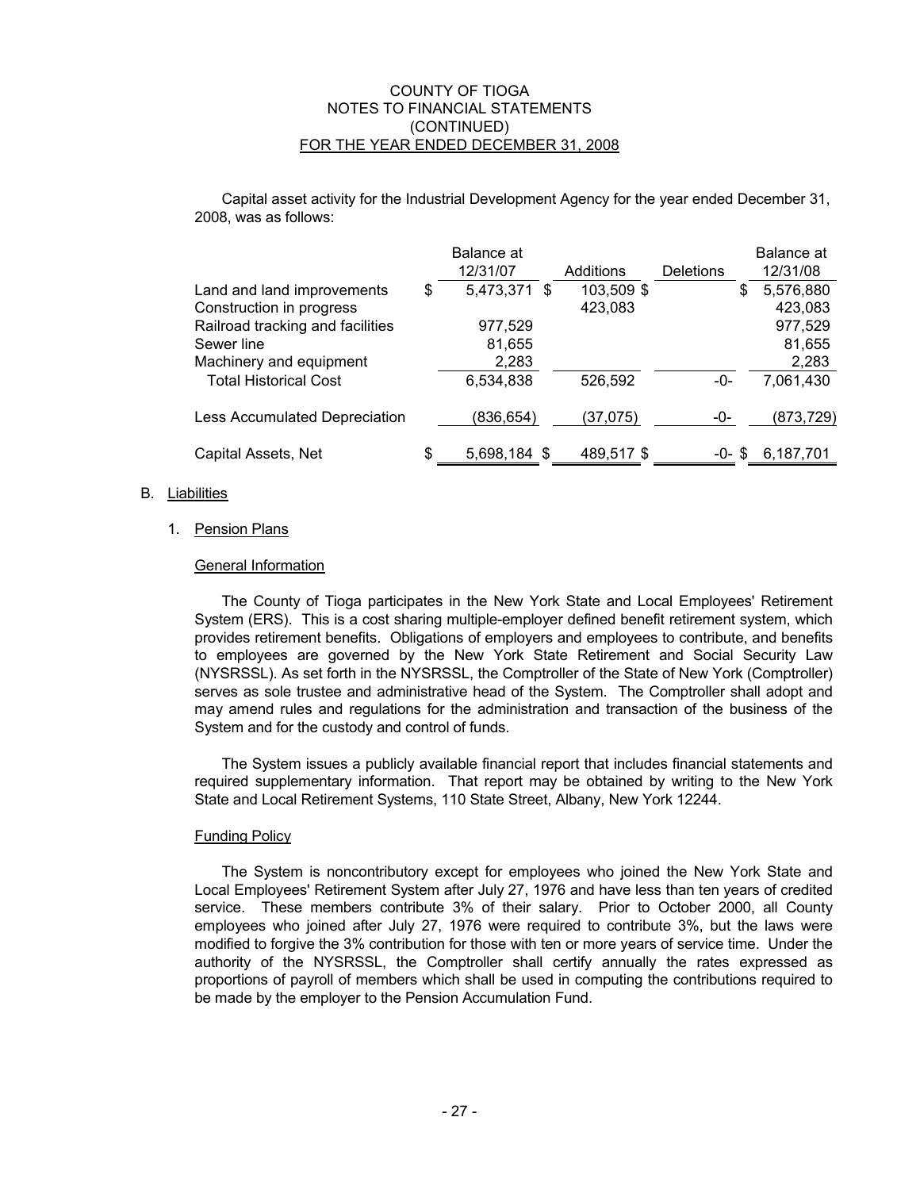Capital asset activity for the Industrial Development Agency for the year ended December 31, 2008, was as follows:

| | Balance at 12/31/07 | Additions | Deletions | Balance at 12/31/08 |
|---|---|---|---|---|
| Land and land improvements | $ 5,473,371 | $ 103,509 | $ | $ 5,576,880 |
| Construction in progress | | 423,083 | | 423,083 |
| Railroad tracking and facilities | 977,529 | | | 977,529 |
| Sewer line | 81,655 | | | 81,655 |
| Machinery and equipment | 2,283 | | | 2,283 |
| Total Historical Cost | 6,534,838 | 526,592 | -0- | 7,061,430 |
| Less Accumulated Depreciation | (836,654) | (37,075) | -0- | (873,729) |
| Capital Assets, Net | $ 5,698,184 | $ 489,517 | $ -0- | $ 6,187,701 |

## B. Liabilities

### 1. Pension Plans

#### General Information

The County of Tioga participates in the New York State and Local Employees' Retirement System (ERS). This is a cost sharing multiple-employer defined benefit retirement system, which provides retirement benefits. Obligations of employers and employees to contribute, and benefits to employees are governed by the New York State Retirement and Social Security Law (NYSRSSL). As set forth in the NYSRSSL, the Comptroller of the State of New York (Comptroller) serves as sole trustee and administrative head of the System. The Comptroller shall adopt and may amend rules and regulations for the administration and transaction of the business of the System and for the custody and control of funds.

The System issues a publicly available financial report that includes financial statements and required supplementary information. That report may be obtained by writing to the New York State and Local Retirement Systems, 110 State Street, Albany, New York 12244.

#### Funding Policy

The System is noncontributory except for employees who joined the New York State and Local Employees' Retirement System after July 27, 1976 and have less than ten years of credited service. These members contribute 3% of their salary. Prior to October 2000, all County employees who joined after July 27, 1976 were required to contribute 3%, but the laws were modified to forgive the 3% contribution for those with ten or more years of service time. Under the authority of the NYSRSSL, the Comptroller shall certify annually the rates expressed as proportions of payroll of members which shall be used in computing the contributions required to be made by the employer to the Pension Accumulation Fund.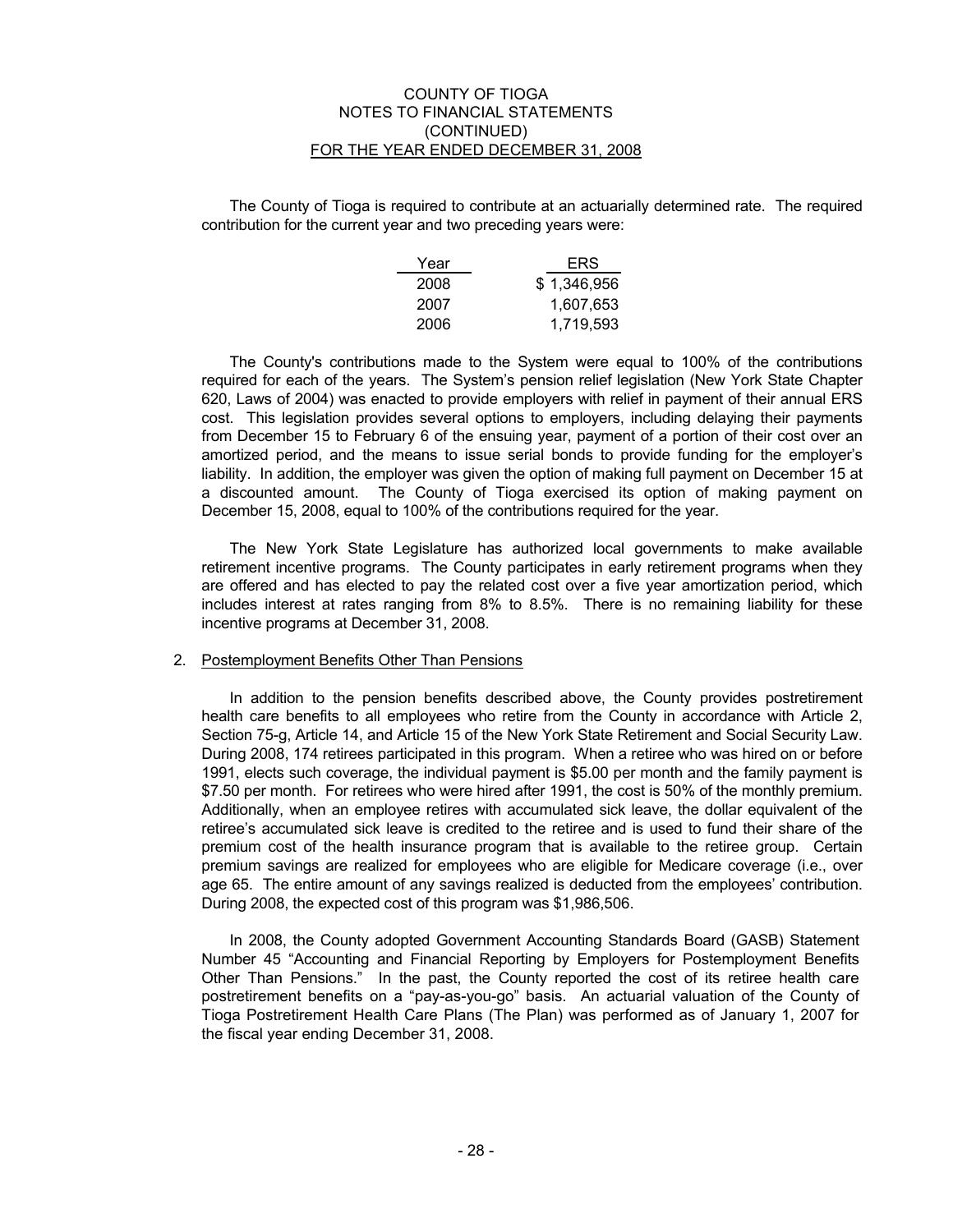The County of Tioga is required to contribute at an actuarially determined rate. The required contribution for the current year and two preceding years were:

| Year | ERS |
|---|---|
| 2008 | $ 1,346,956 |
| 2007 | 1,607,653 |
| 2006 | 1,719,593 |

The County's contributions made to the System were equal to 100% of the contributions required for each of the years. The System's pension relief legislation (New York State Chapter 620, Laws of 2004) was enacted to provide employers with relief in payment of their annual ERS cost. This legislation provides several options to employers, including delaying their payments from December 15 to February 6 of the ensuing year, payment of a portion of their cost over an amortized period, and the means to issue serial bonds to provide funding for the employer's liability. In addition, the employer was given the option of making full payment on December 15 at a discounted amount. The County of Tioga exercised its option of making payment on December 15, 2008, equal to 100% of the contributions required for the year.

The New York State Legislature has authorized local governments to make available retirement incentive programs. The County participates in early retirement programs when they are offered and has elected to pay the related cost over a five year amortization period, which includes interest at rates ranging from 8% to 8.5%. There is no remaining liability for these incentive programs at December 31, 2008.

2. Postemployment Benefits Other Than Pensions

In addition to the pension benefits described above, the County provides postretirement health care benefits to all employees who retire from the County in accordance with Article 2, Section 75-g, Article 14, and Article 15 of the New York State Retirement and Social Security Law. During 2008, 174 retirees participated in this program. When a retiree who was hired on or before 1991, elects such coverage, the individual payment is $5.00 per month and the family payment is $7.50 per month. For retirees who were hired after 1991, the cost is 50% of the monthly premium. Additionally, when an employee retires with accumulated sick leave, the dollar equivalent of the retiree's accumulated sick leave is credited to the retiree and is used to fund their share of the premium cost of the health insurance program that is available to the retiree group. Certain premium savings are realized for employees who are eligible for Medicare coverage (i.e., over age 65. The entire amount of any savings realized is deducted from the employees' contribution. During 2008, the expected cost of this program was $1,986,506.

In 2008, the County adopted Government Accounting Standards Board (GASB) Statement Number 45 "Accounting and Financial Reporting by Employers for Postemployment Benefits Other Than Pensions." In the past, the County reported the cost of its retiree health care postretirement benefits on a "pay-as-you-go" basis. An actuarial valuation of the County of Tioga Postretirement Health Care Plans (The Plan) was performed as of January 1, 2007 for the fiscal year ending December 31, 2008.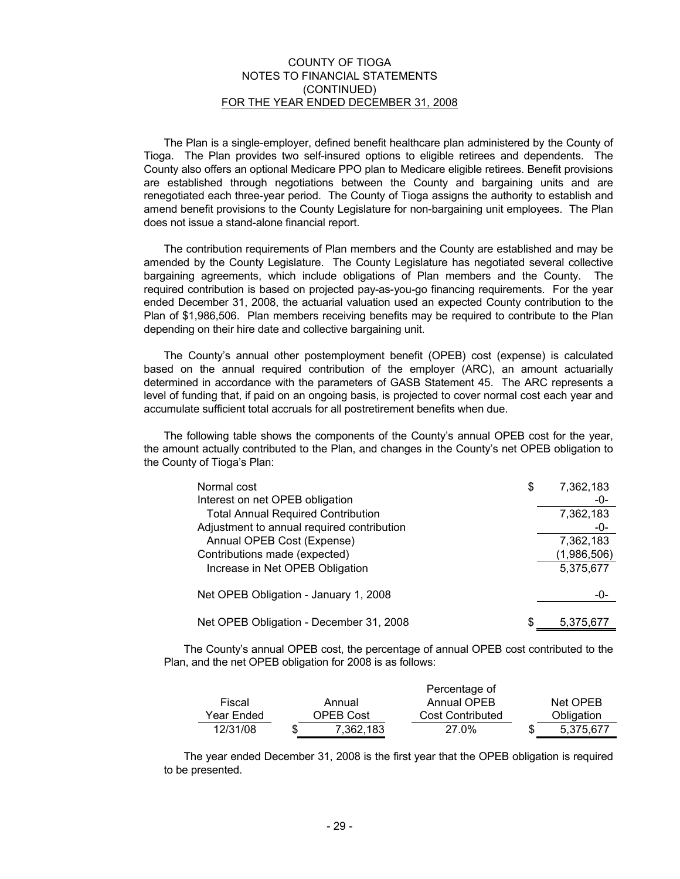The Plan is a single-employer, defined benefit healthcare plan administered by the County of Tioga. The Plan provides two self-insured options to eligible retirees and dependents. The County also offers an optional Medicare PPO plan to Medicare eligible retirees. Benefit provisions are established through negotiations between the County and bargaining units and are renegotiated each three-year period. The County of Tioga assigns the authority to establish and amend benefit provisions to the County Legislature for non-bargaining unit employees. The Plan does not issue a stand-alone financial report.

The contribution requirements of Plan members and the County are established and may be amended by the County Legislature. The County Legislature has negotiated several collective bargaining agreements, which include obligations of Plan members and the County. The required contribution is based on projected pay-as-you-go financing requirements. For the year ended December 31, 2008, the actuarial valuation used an expected County contribution to the Plan of $1,986,506. Plan members receiving benefits may be required to contribute to the Plan depending on their hire date and collective bargaining unit.

The County's annual other postemployment benefit (OPEB) cost (expense) is calculated based on the annual required contribution of the employer (ARC), an amount actuarially determined in accordance with the parameters of GASB Statement 45. The ARC represents a level of funding that, if paid on an ongoing basis, is projected to cover normal cost each year and accumulate sufficient total accruals for all postretirement benefits when due.

The following table shows the components of the County's annual OPEB cost for the year, the amount actually contributed to the Plan, and changes in the County's net OPEB obligation to the County of Tioga's Plan:

| | |
|---|---|
| Normal cost | $ 7,362,183 |
| Interest on net OPEB obligation | -0- |
| Total Annual Required Contribution | 7,362,183 |
| Adjustment to annual required contribution | -0- |
| Annual OPEB Cost (Expense) | 7,362,183 |
| Contributions made (expected) | (1,986,506) |
| Increase in Net OPEB Obligation | 5,375,677 |
| Net OPEB Obligation - January 1, 2008 | -0- |
| Net OPEB Obligation - December 31, 2008 | $ 5,375,677 |

The County's annual OPEB cost, the percentage of annual OPEB cost contributed to the Plan, and the net OPEB obligation for 2008 is as follows:

| Fiscal Year Ended | Annual OPEB Cost | Percentage of Annual OPEB Cost Contributed | Net OPEB Obligation |
|---|---|---|---|
| 12/31/08 | $ 7,362,183 | 27.0% | $ 5,375,677 |

The year ended December 31, 2008 is the first year that the OPEB obligation is required to be presented.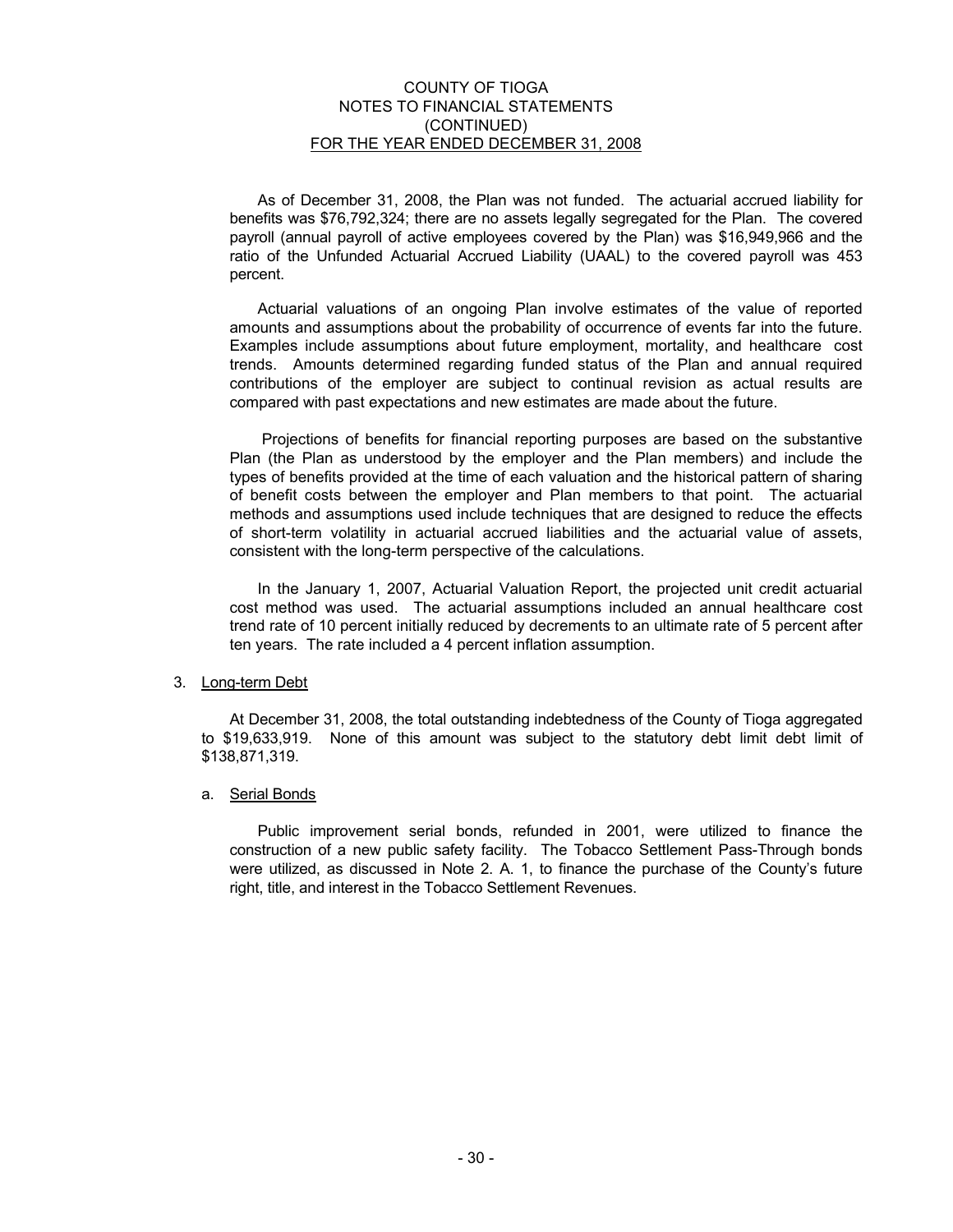As of December 31, 2008, the Plan was not funded. The actuarial accrued liability for benefits was $76,792,324; there are no assets legally segregated for the Plan. The covered payroll (annual payroll of active employees covered by the Plan) was $16,949,966 and the ratio of the Unfunded Actuarial Accrued Liability (UAAL) to the covered payroll was 453 percent.

Actuarial valuations of an ongoing Plan involve estimates of the value of reported amounts and assumptions about the probability of occurrence of events far into the future. Examples include assumptions about future employment, mortality, and healthcare cost trends. Amounts determined regarding funded status of the Plan and annual required contributions of the employer are subject to continual revision as actual results are compared with past expectations and new estimates are made about the future.

Projections of benefits for financial reporting purposes are based on the substantive Plan (the Plan as understood by the employer and the Plan members) and include the types of benefits provided at the time of each valuation and the historical pattern of sharing of benefit costs between the employer and Plan members to that point. The actuarial methods and assumptions used include techniques that are designed to reduce the effects of short-term volatility in actuarial accrued liabilities and the actuarial value of assets, consistent with the long-term perspective of the calculations.

In the January 1, 2007, Actuarial Valuation Report, the projected unit credit actuarial cost method was used. The actuarial assumptions included an annual healthcare cost trend rate of 10 percent initially reduced by decrements to an ultimate rate of 5 percent after ten years. The rate included a 4 percent inflation assumption.

3. Long-term Debt

At December 31, 2008, the total outstanding indebtedness of the County of Tioga aggregated to $19,633,919. None of this amount was subject to the statutory debt limit debt limit of $138,871,319.

a. Serial Bonds

Public improvement serial bonds, refunded in 2001, were utilized to finance the construction of a new public safety facility. The Tobacco Settlement Pass-Through bonds were utilized, as discussed in Note 2. A. 1, to finance the purchase of the County's future right, title, and interest in the Tobacco Settlement Revenues.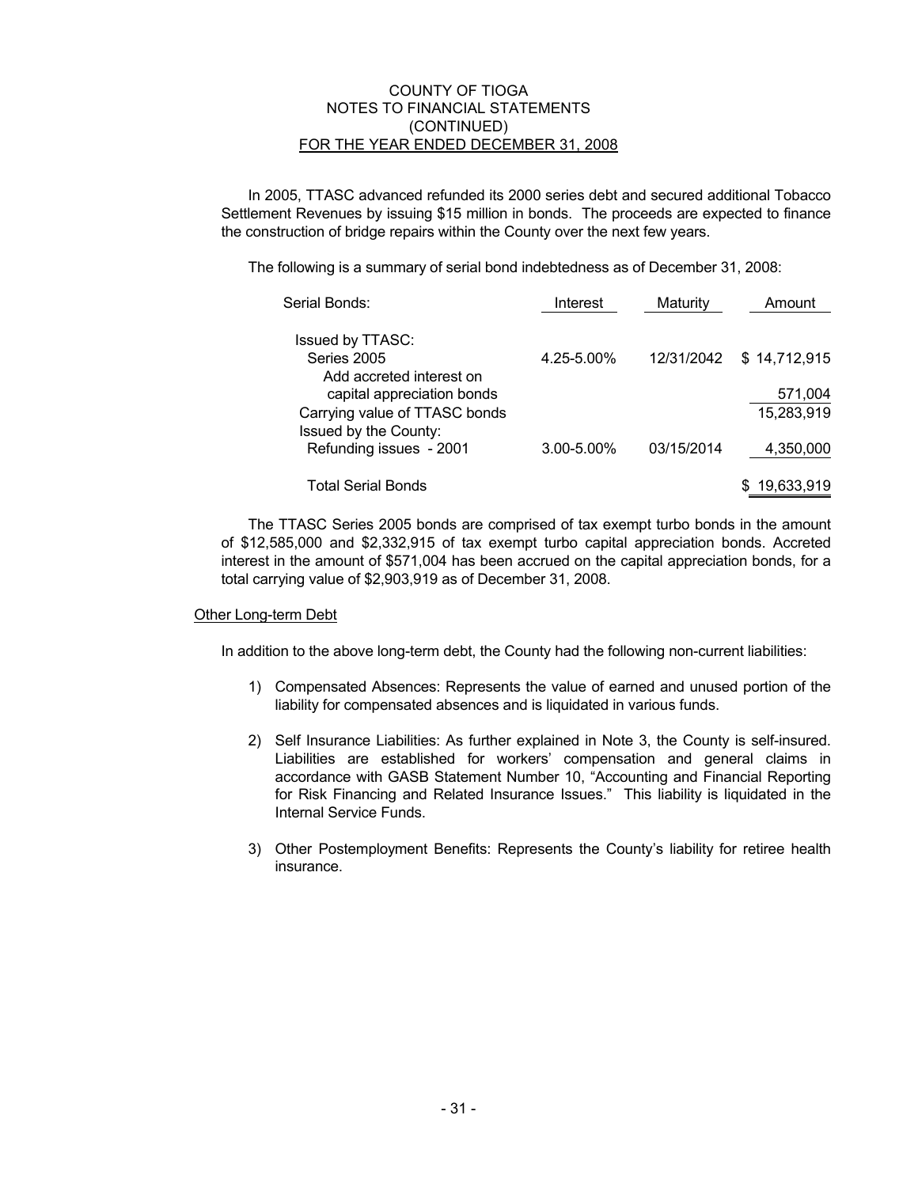In 2005, TTASC advanced refunded its 2000 series debt and secured additional Tobacco Settlement Revenues by issuing $15 million in bonds. The proceeds are expected to finance the construction of bridge repairs within the County over the next few years.

The following is a summary of serial bond indebtedness as of December 31, 2008:

| Serial Bonds: | Interest | Maturity | Amount |
|---|---|---|---|
| Issued by TTASC: | | | |
| Series 2005 | 4.25-5.00% | 12/31/2042 | $ 14,712,915 |
| Add accreted interest on capital appreciation bonds | | | 571,004 |
| Carrying value of TTASC bonds | | | 15,283,919 |
| Issued by the County: | | | |
| Refunding issues - 2001 | 3.00-5.00% | 03/15/2014 | 4,350,000 |
| Total Serial Bonds | | | $ 19,633,919 |

The TTASC Series 2005 bonds are comprised of tax exempt turbo bonds in the amount of $12,585,000 and $2,332,915 of tax exempt turbo capital appreciation bonds. Accreted interest in the amount of $571,004 has been accrued on the capital appreciation bonds, for a total carrying value of $2,903,919 as of December 31, 2008.

### Other Long-term Debt

In addition to the above long-term debt, the County had the following non-current liabilities:

1) Compensated Absences: Represents the value of earned and unused portion of the liability for compensated absences and is liquidated in various funds.

2) Self Insurance Liabilities: As further explained in Note 3, the County is self-insured. Liabilities are established for workers' compensation and general claims in accordance with GASB Statement Number 10, "Accounting and Financial Reporting for Risk Financing and Related Insurance Issues." This liability is liquidated in the Internal Service Funds.

3) Other Postemployment Benefits: Represents the County's liability for retiree health insurance.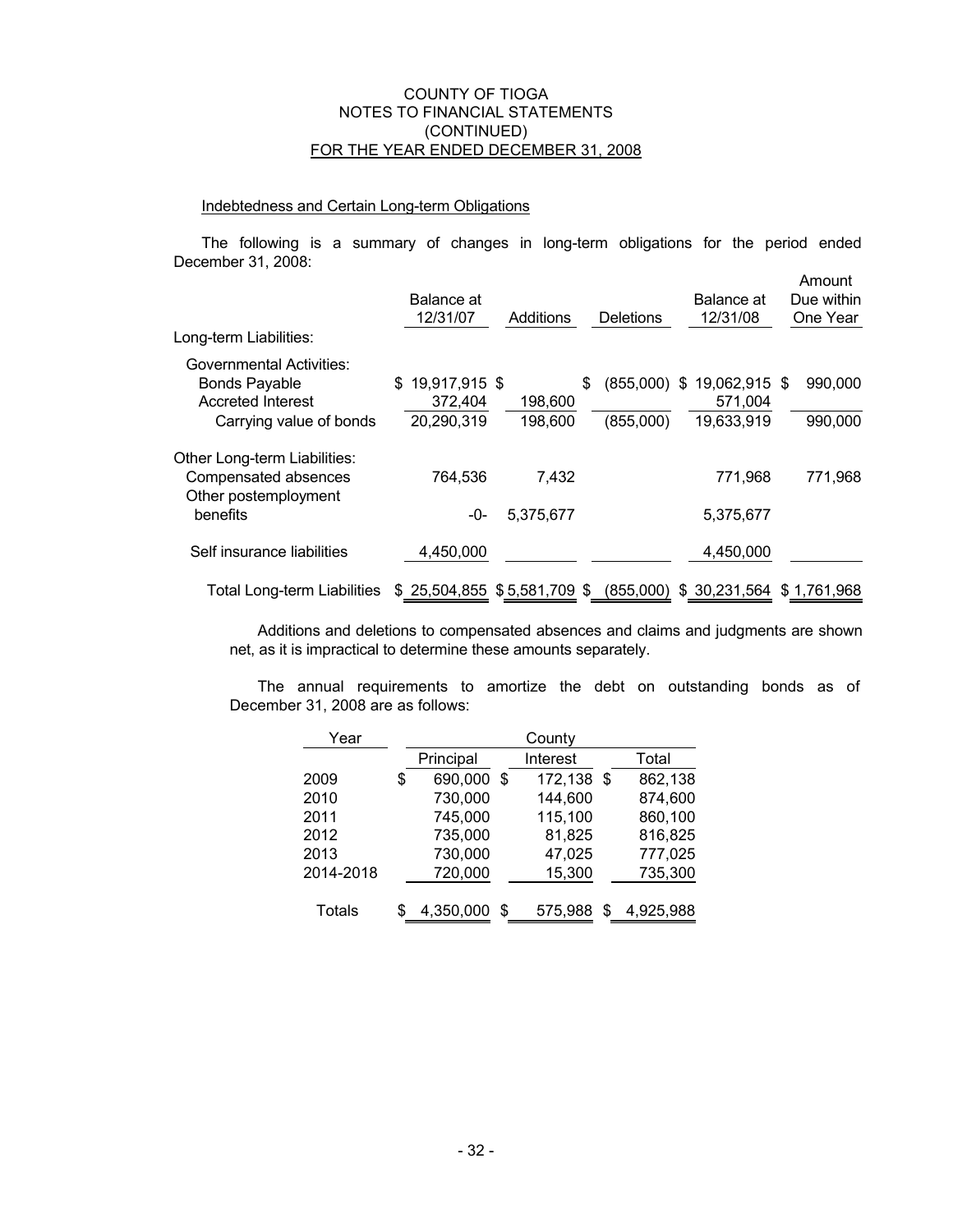COUNTY OF TIOGA
NOTES TO FINANCIAL STATEMENTS
(CONTINUED)
FOR THE YEAR ENDED DECEMBER 31, 2008

Indebtedness and Certain Long-term Obligations

The following is a summary of changes in long-term obligations for the period ended December 31, 2008:

| | Balance at 12/31/07 | Additions | Deletions | Balance at 12/31/08 | Amount Due within One Year |
|---|---|---|---|---|---|
| Long-term Liabilities: | | | | | |
| Governmental Activities: | | | | | |
| Bonds Payable | $ 19,917,915 | $ | $ (855,000) | $ 19,062,915 | $ 990,000 |
| Accreted Interest | 372,404 | 198,600 | | 571,004 | |
| Carrying value of bonds | 20,290,319 | 198,600 | (855,000) | 19,633,919 | 990,000 |
| Other Long-term Liabilities: | | | | | |
| Compensated absences | 764,536 | 7,432 | | 771,968 | 771,968 |
| Other postemployment benefits | -0- | 5,375,677 | | 5,375,677 | |
| Self insurance liabilities | 4,450,000 | | | 4,450,000 | |
| Total Long-term Liabilities | $ 25,504,855 | $ 5,581,709 | $ (855,000) | $ 30,231,564 | $ 1,761,968 |

Additions and deletions to compensated absences and claims and judgments are shown net, as it is impractical to determine these amounts separately.

The annual requirements to amortize the debt on outstanding bonds as of December 31, 2008 are as follows:

| Year | County | | |
|---|---|---|---|
| | Principal | Interest | Total |
| 2009 | $ 690,000 | $ 172,138 | $ 862,138 |
| 2010 | 730,000 | 144,600 | 874,600 |
| 2011 | 745,000 | 115,100 | 860,100 |
| 2012 | 735,000 | 81,825 | 816,825 |
| 2013 | 730,000 | 47,025 | 777,025 |
| 2014-2018 | 720,000 | 15,300 | 735,300 |
| Totals | $ 4,350,000 | $ 575,988 | $ 4,925,988 |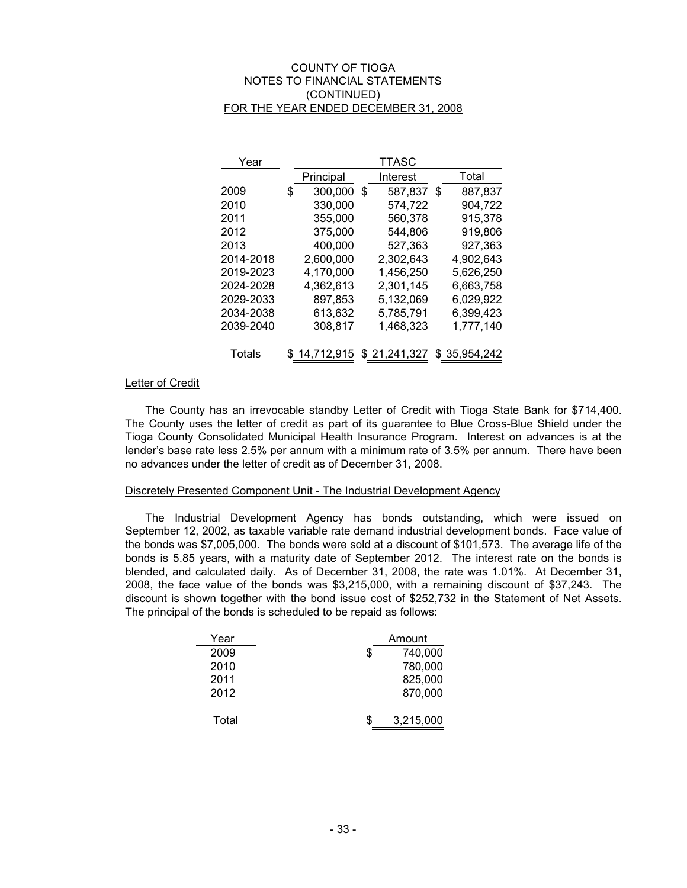| Year | TTASC | | |
|---|---|---|---|
| | Principal | Interest | Total |
| 2009 | $ 300,000 | $ 587,837 | $ 887,837 |
| 2010 | 330,000 | 574,722 | 904,722 |
| 2011 | 355,000 | 560,378 | 915,378 |
| 2012 | 375,000 | 544,806 | 919,806 |
| 2013 | 400,000 | 527,363 | 927,363 |
| 2014-2018 | 2,600,000 | 2,302,643 | 4,902,643 |
| 2019-2023 | 4,170,000 | 1,456,250 | 5,626,250 |
| 2024-2028 | 4,362,613 | 2,301,145 | 6,663,758 |
| 2029-2033 | 897,853 | 5,132,069 | 6,029,922 |
| 2034-2038 | 613,632 | 5,785,791 | 6,399,423 |
| 2039-2040 | 308,817 | 1,468,323 | 1,777,140 |
| Totals | $ 14,712,915 | $ 21,241,327 | $ 35,954,242 |

## Letter of Credit

The County has an irrevocable standby Letter of Credit with Tioga State Bank for $714,400. The County uses the letter of credit as part of its guarantee to Blue Cross-Blue Shield under the Tioga County Consolidated Municipal Health Insurance Program. Interest on advances is at the lender's base rate less 2.5% per annum with a minimum rate of 3.5% per annum. There have been no advances under the letter of credit as of December 31, 2008.

## Discretely Presented Component Unit - The Industrial Development Agency

The Industrial Development Agency has bonds outstanding, which were issued on September 12, 2002, as taxable variable rate demand industrial development bonds. Face value of the bonds was $7,005,000. The bonds were sold at a discount of $101,573. The average life of the bonds is 5.85 years, with a maturity date of September 2012. The interest rate on the bonds is blended, and calculated daily. As of December 31, 2008, the rate was 1.01%. At December 31, 2008, the face value of the bonds was $3,215,000, with a remaining discount of $37,243. The discount is shown together with the bond issue cost of $252,732 in the Statement of Net Assets. The principal of the bonds is scheduled to be repaid as follows:

| Year | Amount |
|---|---|
| 2009 | $ 740,000 |
| 2010 | 780,000 |
| 2011 | 825,000 |
| 2012 | 870,000 |
| Total | $ 3,215,000 |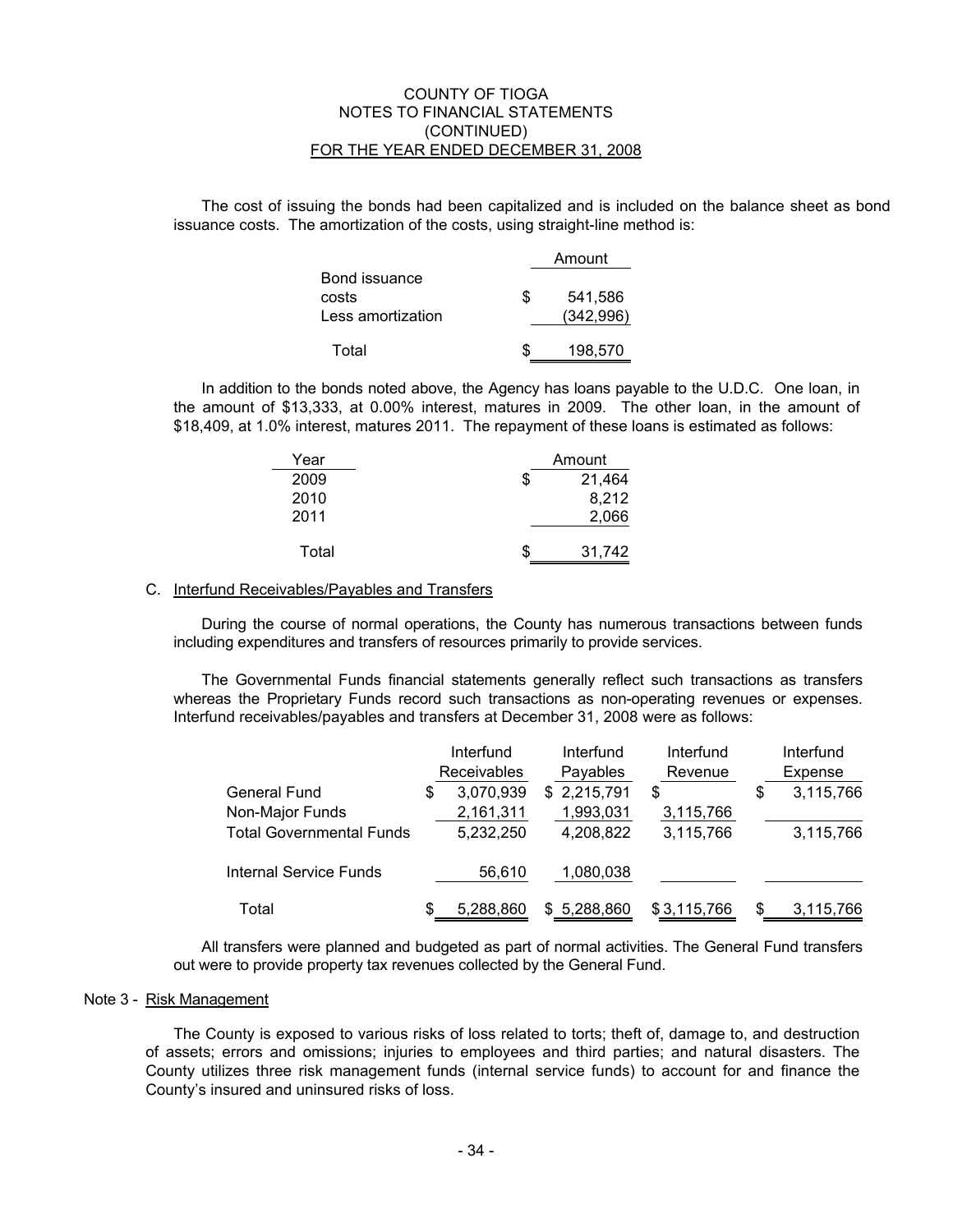The cost of issuing the bonds had been capitalized and is included on the balance sheet as bond issuance costs. The amortization of the costs, using straight-line method is:

| | Amount |
|---|---|
| Bond issuance costs | $ 541,586 |
| Less amortization | (342,996) |
| Total | $ 198,570 |

In addition to the bonds noted above, the Agency has loans payable to the U.D.C. One loan, in the amount of $13,333, at 0.00% interest, matures in 2009. The other loan, in the amount of $18,409, at 1.0% interest, matures 2011. The repayment of these loans is estimated as follows:

| Year | Amount |
|---|---|
| 2009 | $ 21,464 |
| 2010 | 8,212 |
| 2011 | 2,066 |
| Total | $ 31,742 |

C. Interfund Receivables/Payables and Transfers

During the course of normal operations, the County has numerous transactions between funds including expenditures and transfers of resources primarily to provide services.

The Governmental Funds financial statements generally reflect such transactions as transfers whereas the Proprietary Funds record such transactions as non-operating revenues or expenses. Interfund receivables/payables and transfers at December 31, 2008 were as follows:

| | Interfund Receivables | Interfund Payables | Interfund Revenue | Interfund Expense |
|---|---|---|---|---|
| General Fund | $ 3,070,939 | $ 2,215,791 | $ | $ 3,115,766 |
| Non-Major Funds | 2,161,311 | 1,993,031 | 3,115,766 | |
| Total Governmental Funds | 5,232,250 | 4,208,822 | 3,115,766 | 3,115,766 |
| Internal Service Funds | 56,610 | 1,080,038 | | |
| Total | $ 5,288,860 | $ 5,288,860 | $ 3,115,766 | $ 3,115,766 |

All transfers were planned and budgeted as part of normal activities. The General Fund transfers out were to provide property tax revenues collected by the General Fund.

Note 3 - Risk Management

The County is exposed to various risks of loss related to torts; theft of, damage to, and destruction of assets; errors and omissions; injuries to employees and third parties; and natural disasters. The County utilizes three risk management funds (internal service funds) to account for and finance the County's insured and uninsured risks of loss.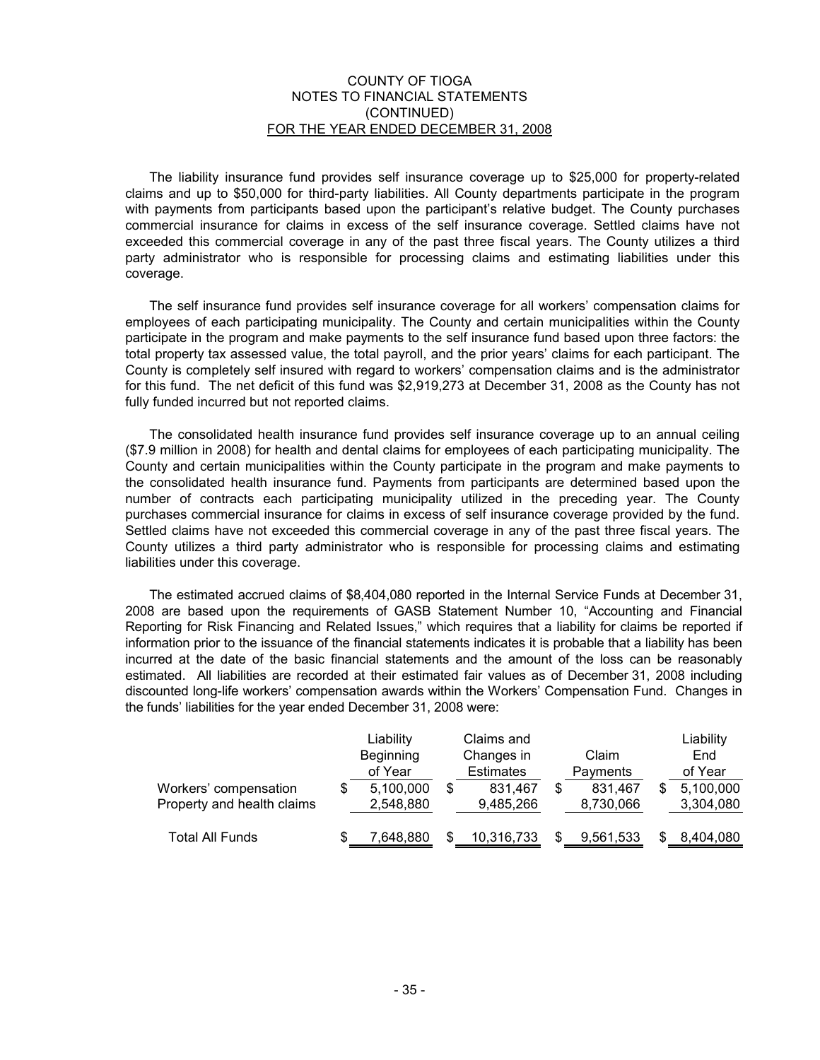The liability insurance fund provides self insurance coverage up to $25,000 for property-related claims and up to $50,000 for third-party liabilities. All County departments participate in the program with payments from participants based upon the participant's relative budget. The County purchases commercial insurance for claims in excess of the self insurance coverage. Settled claims have not exceeded this commercial coverage in any of the past three fiscal years. The County utilizes a third party administrator who is responsible for processing claims and estimating liabilities under this coverage.

The self insurance fund provides self insurance coverage for all workers' compensation claims for employees of each participating municipality. The County and certain municipalities within the County participate in the program and make payments to the self insurance fund based upon three factors: the total property tax assessed value, the total payroll, and the prior years' claims for each participant. The County is completely self insured with regard to workers' compensation claims and is the administrator for this fund. The net deficit of this fund was $2,919,273 at December 31, 2008 as the County has not fully funded incurred but not reported claims.

The consolidated health insurance fund provides self insurance coverage up to an annual ceiling ($7.9 million in 2008) for health and dental claims for employees of each participating municipality. The County and certain municipalities within the County participate in the program and make payments to the consolidated health insurance fund. Payments from participants are determined based upon the number of contracts each participating municipality utilized in the preceding year. The County purchases commercial insurance for claims in excess of self insurance coverage provided by the fund. Settled claims have not exceeded this commercial coverage in any of the past three fiscal years. The County utilizes a third party administrator who is responsible for processing claims and estimating liabilities under this coverage.

The estimated accrued claims of $8,404,080 reported in the Internal Service Funds at December 31, 2008 are based upon the requirements of GASB Statement Number 10, "Accounting and Financial Reporting for Risk Financing and Related Issues," which requires that a liability for claims be reported if information prior to the issuance of the financial statements indicates it is probable that a liability has been incurred at the date of the basic financial statements and the amount of the loss can be reasonably estimated. All liabilities are recorded at their estimated fair values as of December 31, 2008 including discounted long-life workers' compensation awards within the Workers' Compensation Fund. Changes in the funds' liabilities for the year ended December 31, 2008 were:

| | Liability Beginning of Year | Claims and Changes in Estimates | Claim Payments | Liability End of Year |
|---|---|---|---|---|
| Workers' compensation | $ 5,100,000 | $ 831,467 | $ 831,467 | $ 5,100,000 |
| Property and health claims | 2,548,880 | 9,485,266 | 8,730,066 | 3,304,080 |
| Total All Funds | $ 7,648,880 | $ 10,316,733 | $ 9,561,533 | $ 8,404,080 |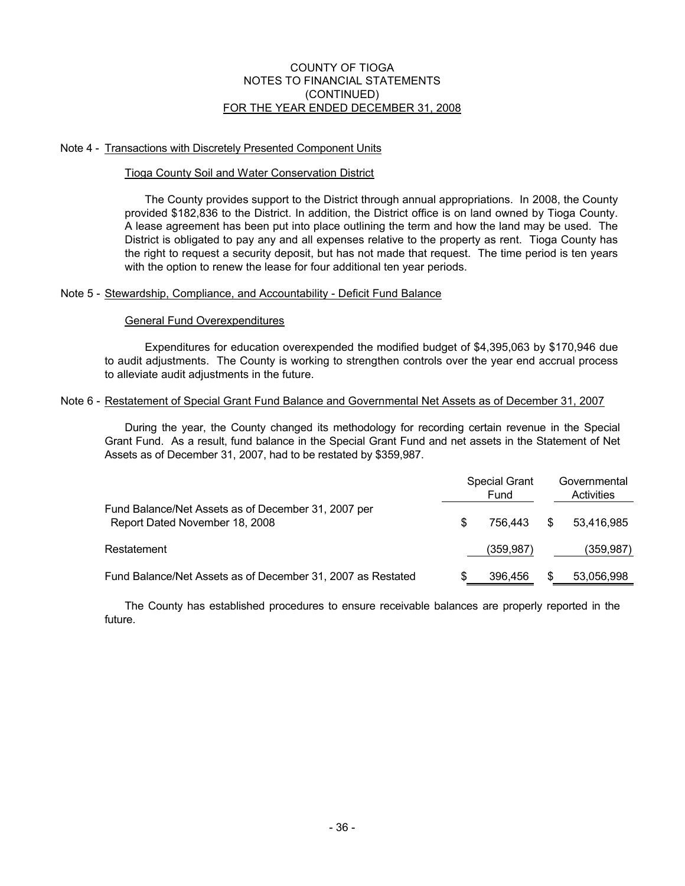COUNTY OF TIOGA
NOTES TO FINANCIAL STATEMENTS
(CONTINUED)
FOR THE YEAR ENDED DECEMBER 31, 2008

## Note 4 - Transactions with Discretely Presented Component Units

### Tioga County Soil and Water Conservation District

The County provides support to the District through annual appropriations. In 2008, the County provided $182,836 to the District. In addition, the District office is on land owned by Tioga County. A lease agreement has been put into place outlining the term and how the land may be used. The District is obligated to pay any and all expenses relative to the property as rent. Tioga County has the right to request a security deposit, but has not made that request. The time period is ten years with the option to renew the lease for four additional ten year periods.

## Note 5 - Stewardship, Compliance, and Accountability - Deficit Fund Balance

### General Fund Overexpenditures

Expenditures for education overexpended the modified budget of $4,395,063 by $170,946 due to audit adjustments. The County is working to strengthen controls over the year end accrual process to alleviate audit adjustments in the future.

## Note 6 - Restatement of Special Grant Fund Balance and Governmental Net Assets as of December 31, 2007

During the year, the County changed its methodology for recording certain revenue in the Special Grant Fund. As a result, fund balance in the Special Grant Fund and net assets in the Statement of Net Assets as of December 31, 2007, had to be restated by $359,987.

| | Special Grant Fund | Governmental Activities |
|---|---|---|
| Fund Balance/Net Assets as of December 31, 2007 per Report Dated November 18, 2008 | $ 756,443 | $ 53,416,985 |
| Restatement | (359,987) | (359,987) |
| Fund Balance/Net Assets as of December 31, 2007 as Restated | $ 396,456 | $ 53,056,998 |

The County has established procedures to ensure receivable balances are properly reported in the future.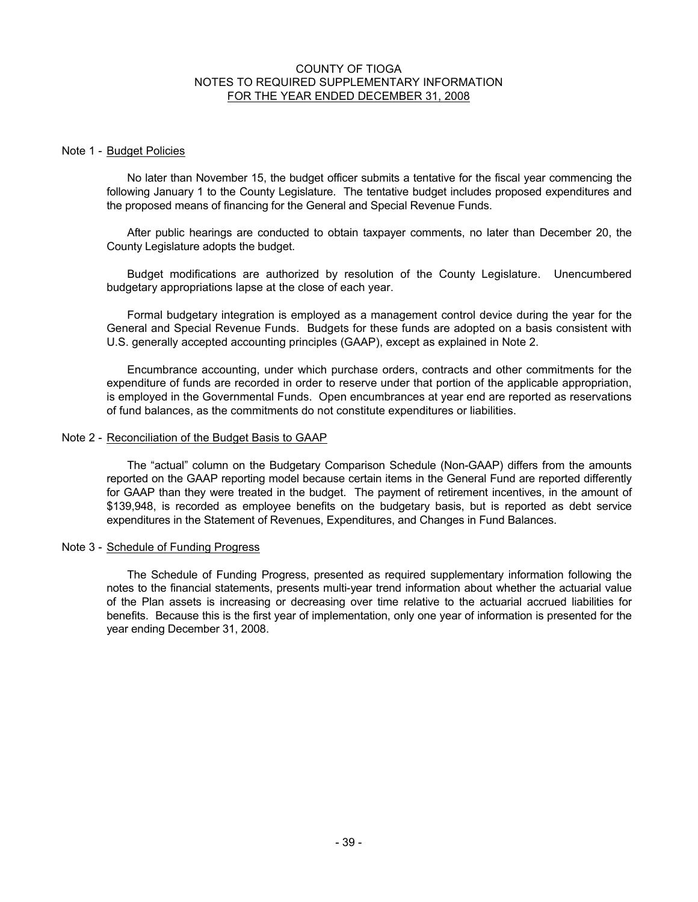# COUNTY OF TIOGA
## NOTES TO REQUIRED SUPPLEMENTARY INFORMATION
## FOR THE YEAR ENDED DECEMBER 31, 2008

### Note 1 - Budget Policies

No later than November 15, the budget officer submits a tentative for the fiscal year commencing the following January 1 to the County Legislature. The tentative budget includes proposed expenditures and the proposed means of financing for the General and Special Revenue Funds.

After public hearings are conducted to obtain taxpayer comments, no later than December 20, the County Legislature adopts the budget.

Budget modifications are authorized by resolution of the County Legislature. Unencumbered budgetary appropriations lapse at the close of each year.

Formal budgetary integration is employed as a management control device during the year for the General and Special Revenue Funds. Budgets for these funds are adopted on a basis consistent with U.S. generally accepted accounting principles (GAAP), except as explained in Note 2.

Encumbrance accounting, under which purchase orders, contracts and other commitments for the expenditure of funds are recorded in order to reserve under that portion of the applicable appropriation, is employed in the Governmental Funds. Open encumbrances at year end are reported as reservations of fund balances, as the commitments do not constitute expenditures or liabilities.

### Note 2 - Reconciliation of the Budget Basis to GAAP

The "actual" column on the Budgetary Comparison Schedule (Non-GAAP) differs from the amounts reported on the GAAP reporting model because certain items in the General Fund are reported differently for GAAP than they were treated in the budget. The payment of retirement incentives, in the amount of $139,948, is recorded as employee benefits on the budgetary basis, but is reported as debt service expenditures in the Statement of Revenues, Expenditures, and Changes in Fund Balances.

### Note 3 - Schedule of Funding Progress

The Schedule of Funding Progress, presented as required supplementary information following the notes to the financial statements, presents multi-year trend information about whether the actuarial value of the Plan assets is increasing or decreasing over time relative to the actuarial accrued liabilities for benefits. Because this is the first year of implementation, only one year of information is presented for the year ending December 31, 2008.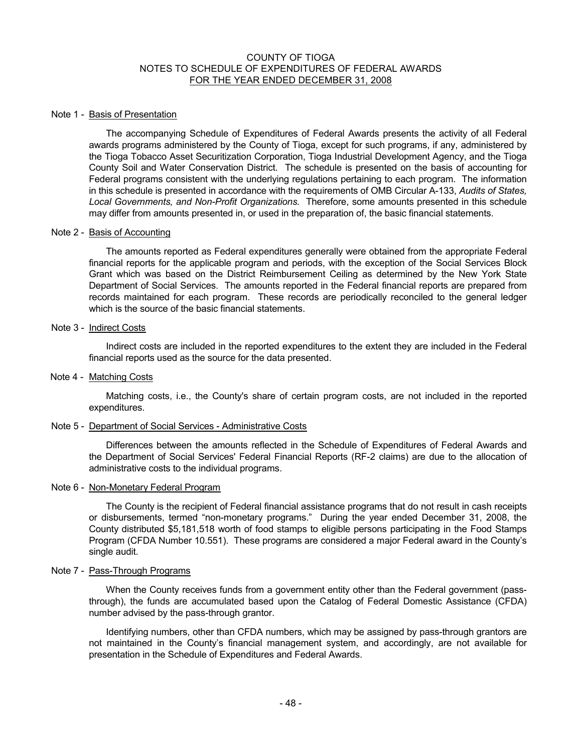# COUNTY OF TIOGA
# NOTES TO SCHEDULE OF EXPENDITURES OF FEDERAL AWARDS
# FOR THE YEAR ENDED DECEMBER 31, 2008

## Note 1 - Basis of Presentation

The accompanying Schedule of Expenditures of Federal Awards presents the activity of all Federal awards programs administered by the County of Tioga, except for such programs, if any, administered by the Tioga Tobacco Asset Securitization Corporation, Tioga Industrial Development Agency, and the Tioga County Soil and Water Conservation District. The schedule is presented on the basis of accounting for Federal programs consistent with the underlying regulations pertaining to each program. The information in this schedule is presented in accordance with the requirements of OMB Circular A-133, *Audits of States, Local Governments, and Non-Profit Organizations.* Therefore, some amounts presented in this schedule may differ from amounts presented in, or used in the preparation of, the basic financial statements.

## Note 2 - Basis of Accounting

The amounts reported as Federal expenditures generally were obtained from the appropriate Federal financial reports for the applicable program and periods, with the exception of the Social Services Block Grant which was based on the District Reimbursement Ceiling as determined by the New York State Department of Social Services. The amounts reported in the Federal financial reports are prepared from records maintained for each program. These records are periodically reconciled to the general ledger which is the source of the basic financial statements.

## Note 3 - Indirect Costs

Indirect costs are included in the reported expenditures to the extent they are included in the Federal financial reports used as the source for the data presented.

## Note 4 - Matching Costs

Matching costs, i.e., the County's share of certain program costs, are not included in the reported expenditures.

## Note 5 - Department of Social Services - Administrative Costs

Differences between the amounts reflected in the Schedule of Expenditures of Federal Awards and the Department of Social Services' Federal Financial Reports (RF-2 claims) are due to the allocation of administrative costs to the individual programs.

## Note 6 - Non-Monetary Federal Program

The County is the recipient of Federal financial assistance programs that do not result in cash receipts or disbursements, termed "non-monetary programs." During the year ended December 31, 2008, the County distributed $5,181,518 worth of food stamps to eligible persons participating in the Food Stamps Program (CFDA Number 10.551). These programs are considered a major Federal award in the County's single audit.

## Note 7 - Pass-Through Programs

When the County receives funds from a government entity other than the Federal government (pass-through), the funds are accumulated based upon the Catalog of Federal Domestic Assistance (CFDA) number advised by the pass-through grantor.

Identifying numbers, other than CFDA numbers, which may be assigned by pass-through grantors are not maintained in the County's financial management system, and accordingly, are not available for presentation in the Schedule of Expenditures and Federal Awards.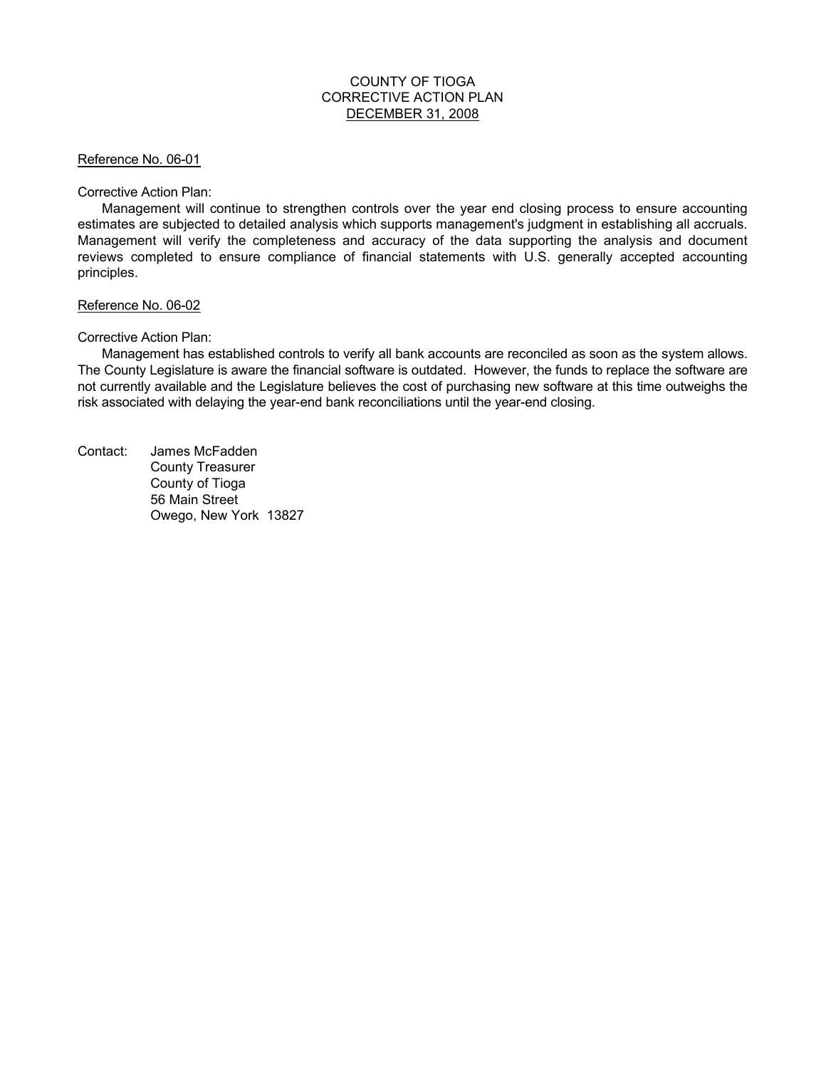# COUNTY OF TIOGA
## CORRECTIVE ACTION PLAN
## DECEMBER 31, 2008

Reference No. 06-01

Corrective Action Plan:

Management will continue to strengthen controls over the year end closing process to ensure accounting estimates are subjected to detailed analysis which supports management's judgment in establishing all accruals. Management will verify the completeness and accuracy of the data supporting the analysis and document reviews completed to ensure compliance of financial statements with U.S. generally accepted accounting principles.

Reference No. 06-02

Corrective Action Plan:

Management has established controls to verify all bank accounts are reconciled as soon as the system allows. The County Legislature is aware the financial software is outdated. However, the funds to replace the software are not currently available and the Legislature believes the cost of purchasing new software at this time outweighs the risk associated with delaying the year-end bank reconciliations until the year-end closing.

Contact: James McFadden
County Treasurer
County of Tioga
56 Main Street
Owego, New York 13827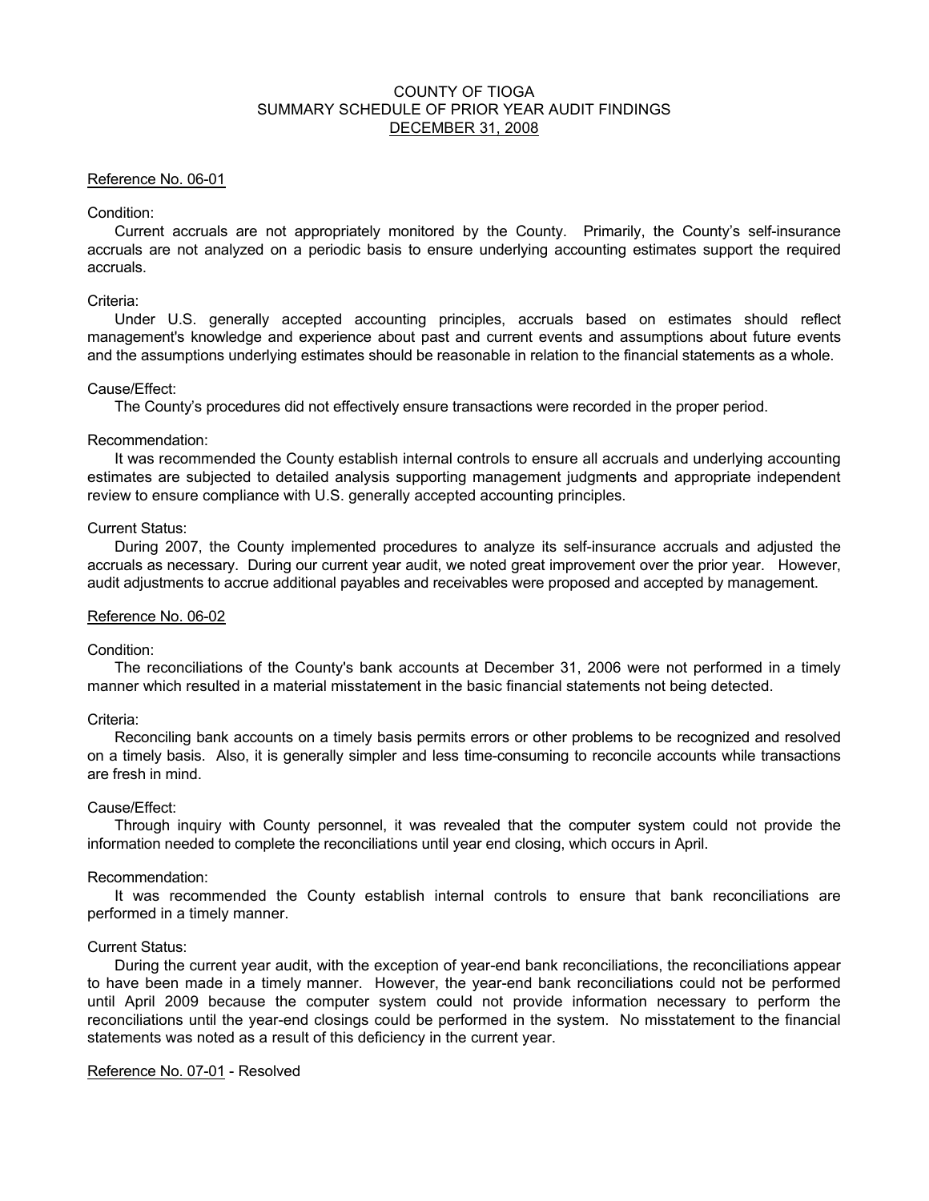# COUNTY OF TIOGA
## SUMMARY SCHEDULE OF PRIOR YEAR AUDIT FINDINGS
### DECEMBER 31, 2008

Reference No. 06-01

Condition:

Current accruals are not appropriately monitored by the County. Primarily, the County's self-insurance accruals are not analyzed on a periodic basis to ensure underlying accounting estimates support the required accruals.

Criteria:

Under U.S. generally accepted accounting principles, accruals based on estimates should reflect management's knowledge and experience about past and current events and assumptions about future events and the assumptions underlying estimates should be reasonable in relation to the financial statements as a whole.

Cause/Effect:

The County's procedures did not effectively ensure transactions were recorded in the proper period.

Recommendation:

It was recommended the County establish internal controls to ensure all accruals and underlying accounting estimates are subjected to detailed analysis supporting management judgments and appropriate independent review to ensure compliance with U.S. generally accepted accounting principles.

Current Status:

During 2007, the County implemented procedures to analyze its self-insurance accruals and adjusted the accruals as necessary. During our current year audit, we noted great improvement over the prior year. However, audit adjustments to accrue additional payables and receivables were proposed and accepted by management.

Reference No. 06-02

Condition:

The reconciliations of the County's bank accounts at December 31, 2006 were not performed in a timely manner which resulted in a material misstatement in the basic financial statements not being detected.

Criteria:

Reconciling bank accounts on a timely basis permits errors or other problems to be recognized and resolved on a timely basis. Also, it is generally simpler and less time-consuming to reconcile accounts while transactions are fresh in mind.

Cause/Effect:

Through inquiry with County personnel, it was revealed that the computer system could not provide the information needed to complete the reconciliations until year end closing, which occurs in April.

Recommendation:

It was recommended the County establish internal controls to ensure that bank reconciliations are performed in a timely manner.

Current Status:

During the current year audit, with the exception of year-end bank reconciliations, the reconciliations appear to have been made in a timely manner. However, the year-end bank reconciliations could not be performed until April 2009 because the computer system could not provide information necessary to perform the reconciliations until the year-end closings could be performed in the system. No misstatement to the financial statements was noted as a result of this deficiency in the current year.

Reference No. 07-01 - Resolved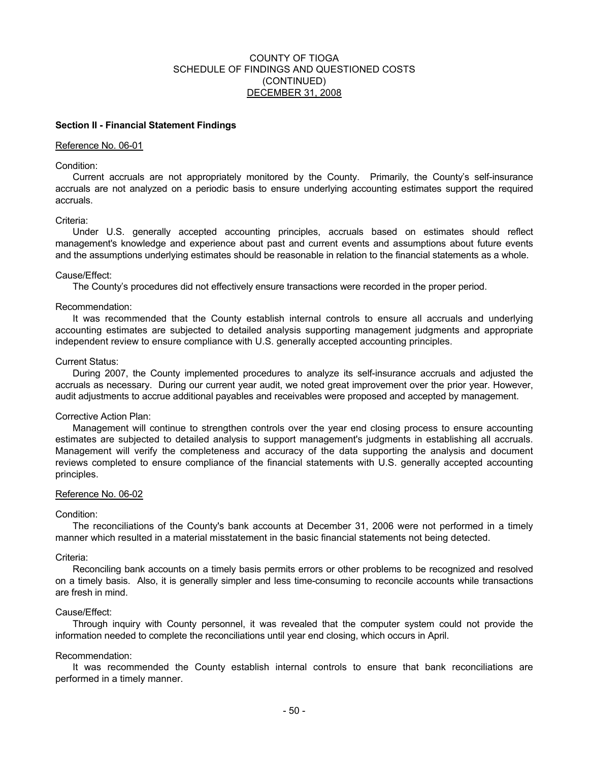COUNTY OF TIOGA
SCHEDULE OF FINDINGS AND QUESTIONED COSTS
(CONTINUED)
DECEMBER 31, 2008

**Section II - Financial Statement Findings**

Reference No. 06-01

Condition:

Current accruals are not appropriately monitored by the County. Primarily, the County's self-insurance accruals are not analyzed on a periodic basis to ensure underlying accounting estimates support the required accruals.

Criteria:

Under U.S. generally accepted accounting principles, accruals based on estimates should reflect management's knowledge and experience about past and current events and assumptions about future events and the assumptions underlying estimates should be reasonable in relation to the financial statements as a whole.

Cause/Effect:

The County's procedures did not effectively ensure transactions were recorded in the proper period.

Recommendation:

It was recommended that the County establish internal controls to ensure all accruals and underlying accounting estimates are subjected to detailed analysis supporting management judgments and appropriate independent review to ensure compliance with U.S. generally accepted accounting principles.

Current Status:

During 2007, the County implemented procedures to analyze its self-insurance accruals and adjusted the accruals as necessary. During our current year audit, we noted great improvement over the prior year. However, audit adjustments to accrue additional payables and receivables were proposed and accepted by management.

Corrective Action Plan:

Management will continue to strengthen controls over the year end closing process to ensure accounting estimates are subjected to detailed analysis to support management's judgments in establishing all accruals. Management will verify the completeness and accuracy of the data supporting the analysis and document reviews completed to ensure compliance of the financial statements with U.S. generally accepted accounting principles.

Reference No. 06-02

Condition:

The reconciliations of the County's bank accounts at December 31, 2006 were not performed in a timely manner which resulted in a material misstatement in the basic financial statements not being detected.

Criteria:

Reconciling bank accounts on a timely basis permits errors or other problems to be recognized and resolved on a timely basis. Also, it is generally simpler and less time-consuming to reconcile accounts while transactions are fresh in mind.

Cause/Effect:

Through inquiry with County personnel, it was revealed that the computer system could not provide the information needed to complete the reconciliations until year end closing, which occurs in April.

Recommendation:

It was recommended the County establish internal controls to ensure that bank reconciliations are performed in a timely manner.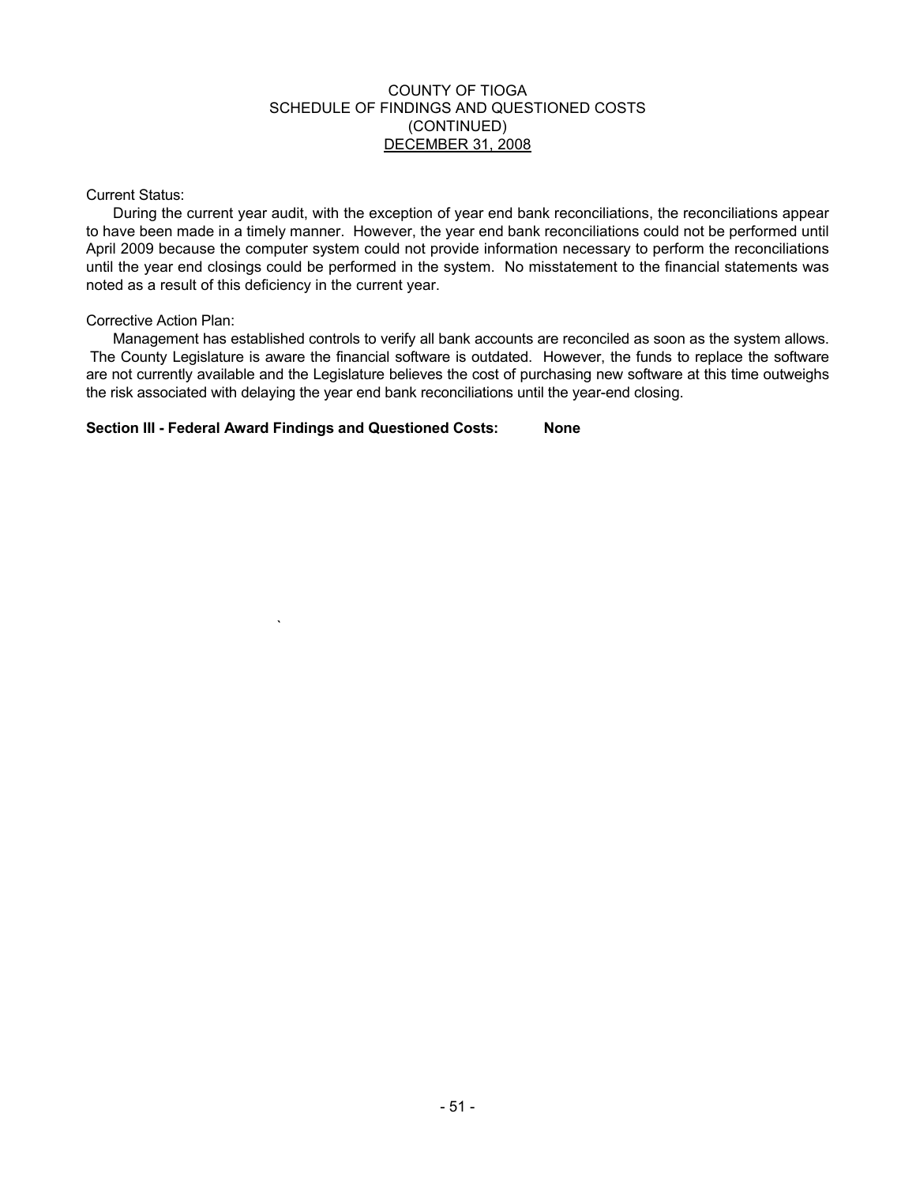COUNTY OF TIOGA
SCHEDULE OF FINDINGS AND QUESTIONED COSTS
(CONTINUED)
DECEMBER 31, 2008

Current Status:

During the current year audit, with the exception of year end bank reconciliations, the reconciliations appear to have been made in a timely manner. However, the year end bank reconciliations could not be performed until April 2009 because the computer system could not provide information necessary to perform the reconciliations until the year end closings could be performed in the system. No misstatement to the financial statements was noted as a result of this deficiency in the current year.

Corrective Action Plan:

Management has established controls to verify all bank accounts are reconciled as soon as the system allows. The County Legislature is aware the financial software is outdated. However, the funds to replace the software are not currently available and the Legislature believes the cost of purchasing new software at this time outweighs the risk associated with delaying the year end bank reconciliations until the year-end closing.

**Section III - Federal Award Findings and Questioned Costs: None**